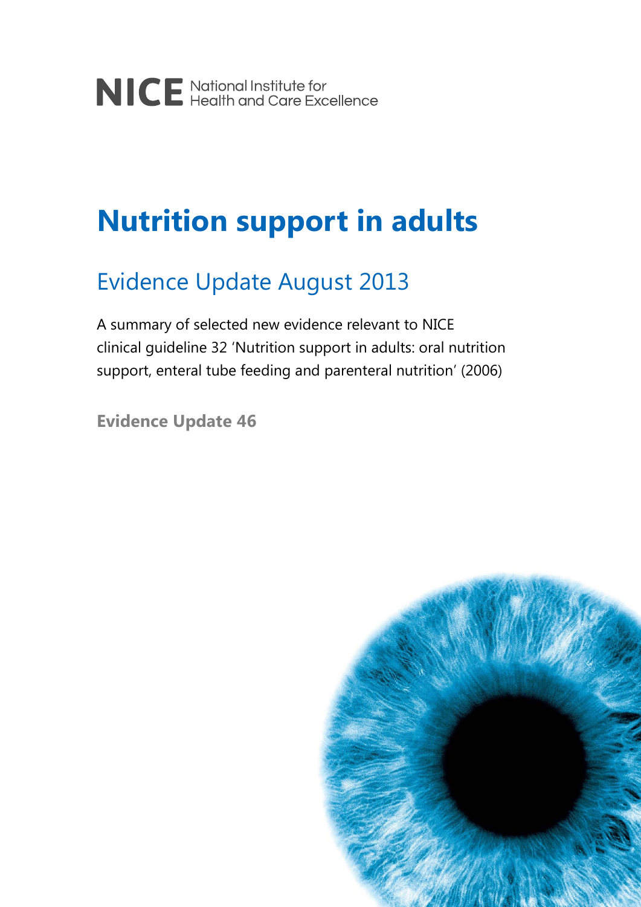NICE National Institute for Health and Care Excellence

# Nutrition support in adults

## Evidence Update August 2013

A summary of selected new evidence relevant to NICE clinical guideline 32 'Nutrition support in adults: oral nutrition support, enteral tube feeding and parenteral nutrition' (2006)

**Evidence Update 46**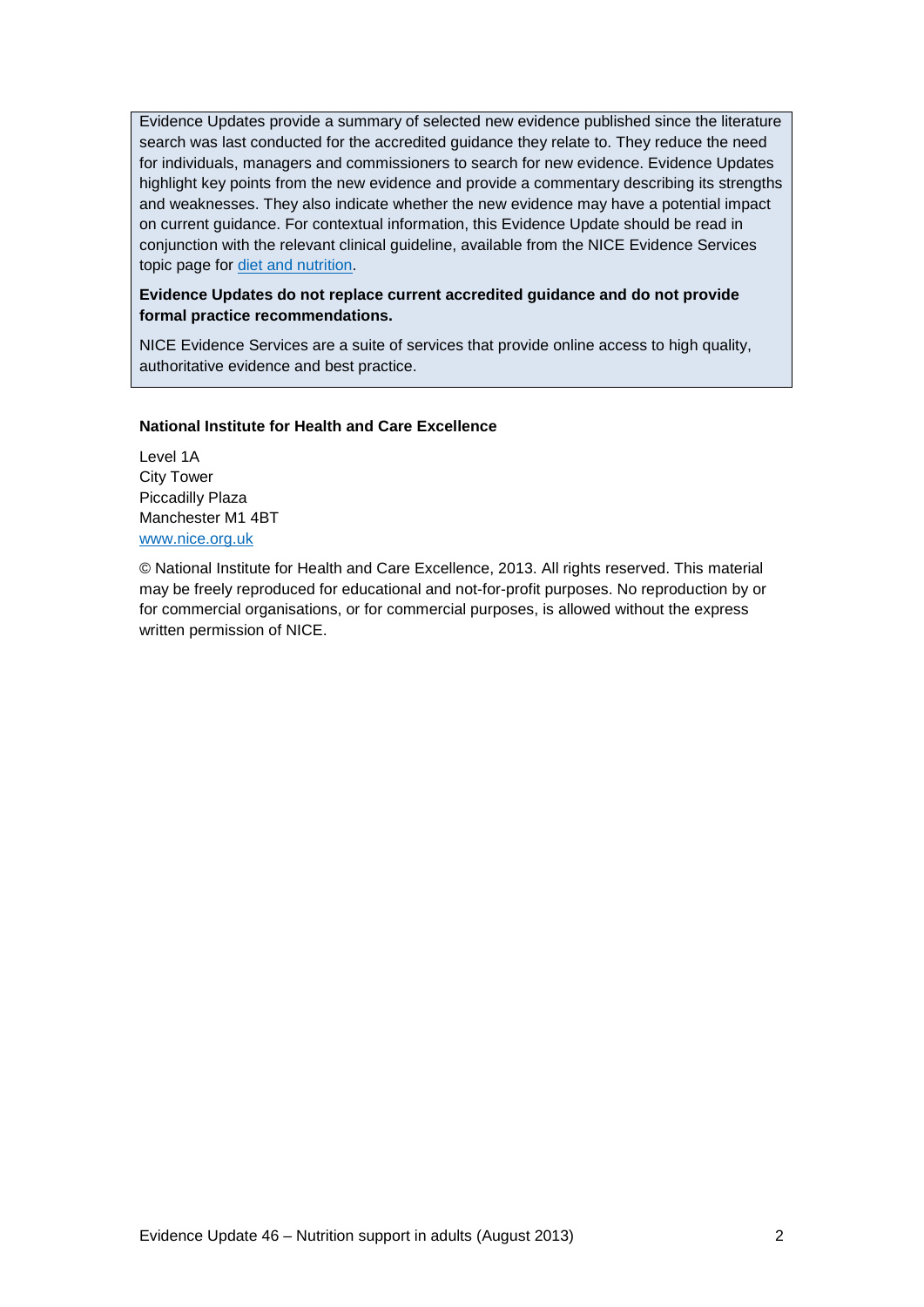Evidence Updates provide a summary of selected new evidence published since the literature search was last conducted for the accredited guidance they relate to. They reduce the need for individuals, managers and commissioners to search for new evidence. Evidence Updates highlight key points from the new evidence and provide a commentary describing its strengths and weaknesses. They also indicate whether the new evidence may have a potential impact on current guidance. For contextual information, this Evidence Update should be read in conjunction with the relevant clinical guideline, available from the NICE Evidence Services topic page for [diet and nutrition](#).

**Evidence Updates do not replace current accredited guidance and do not provide formal practice recommendations.**

NICE Evidence Services are a suite of services that provide online access to high quality, authoritative evidence and best practice.

**National Institute for Health and Care Excellence**

Level 1A
City Tower
Piccadilly Plaza
Manchester M1 4BT
[www.nice.org.uk](http://www.nice.org.uk)

© National Institute for Health and Care Excellence, 2013. All rights reserved. This material may be freely reproduced for educational and not-for-profit purposes. No reproduction by or for commercial organisations, or for commercial purposes, is allowed without the express written permission of NICE.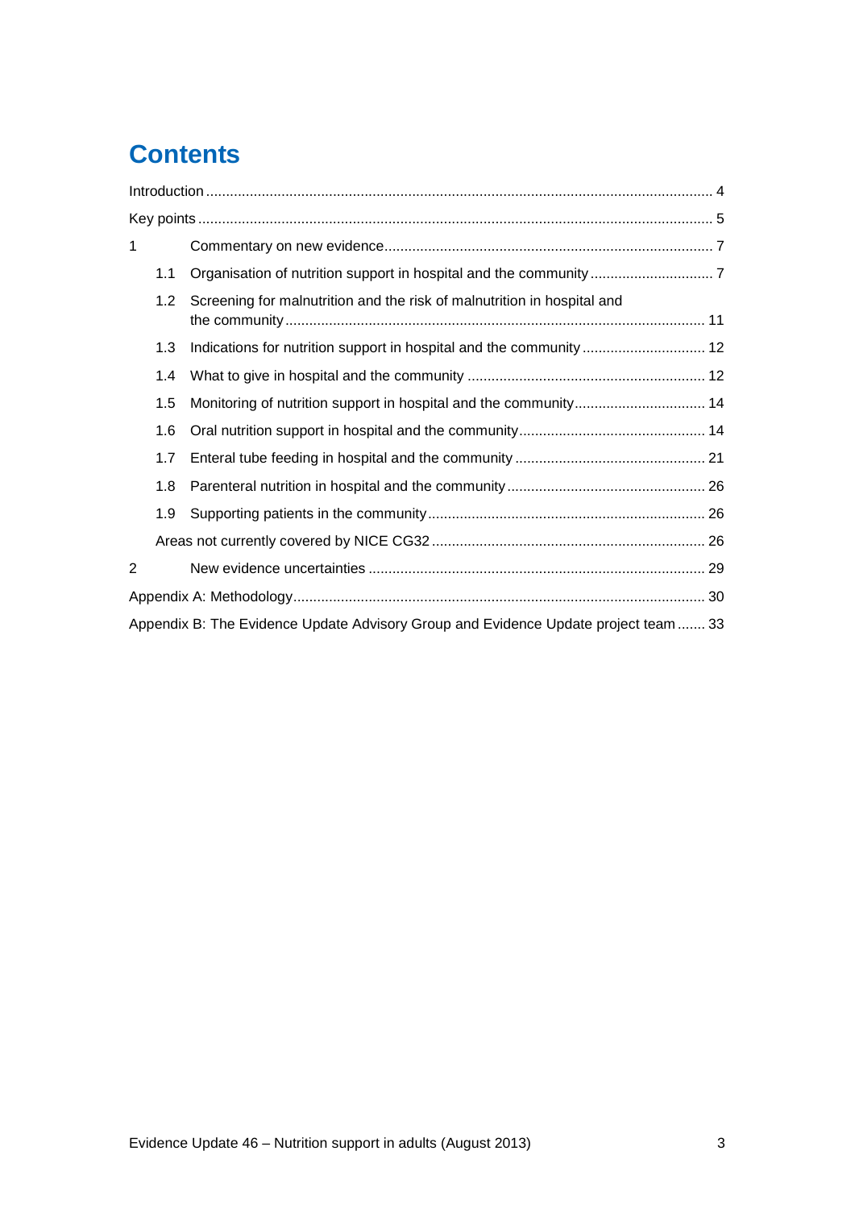# Contents

Introduction ........................................................................................................................ 4

Key points ........................................................................................................................... 5

1 Commentary on new evidence ........................................................................................ 7

- 1.1 Organisation of nutrition support in hospital and the community ............................... 7
- 1.2 Screening for malnutrition and the risk of malnutrition in hospital and the community ..................................................................................................... 11
- 1.3 Indications for nutrition support in hospital and the community ............................... 12
- 1.4 What to give in hospital and the community ............................................................ 12
- 1.5 Monitoring of nutrition support in hospital and the community ................................. 14
- 1.6 Oral nutrition support in hospital and the community ............................................... 14
- 1.7 Enteral tube feeding in hospital and the community ................................................ 21
- 1.8 Parenteral nutrition in hospital and the community .................................................. 26
- 1.9 Supporting patients in the community ..................................................................... 26
- Areas not currently covered by NICE CG32 ................................................................. 26

2 New evidence uncertainties ........................................................................................... 29

Appendix A: Methodology ................................................................................................... 30

Appendix B: The Evidence Update Advisory Group and Evidence Update project team ....... 33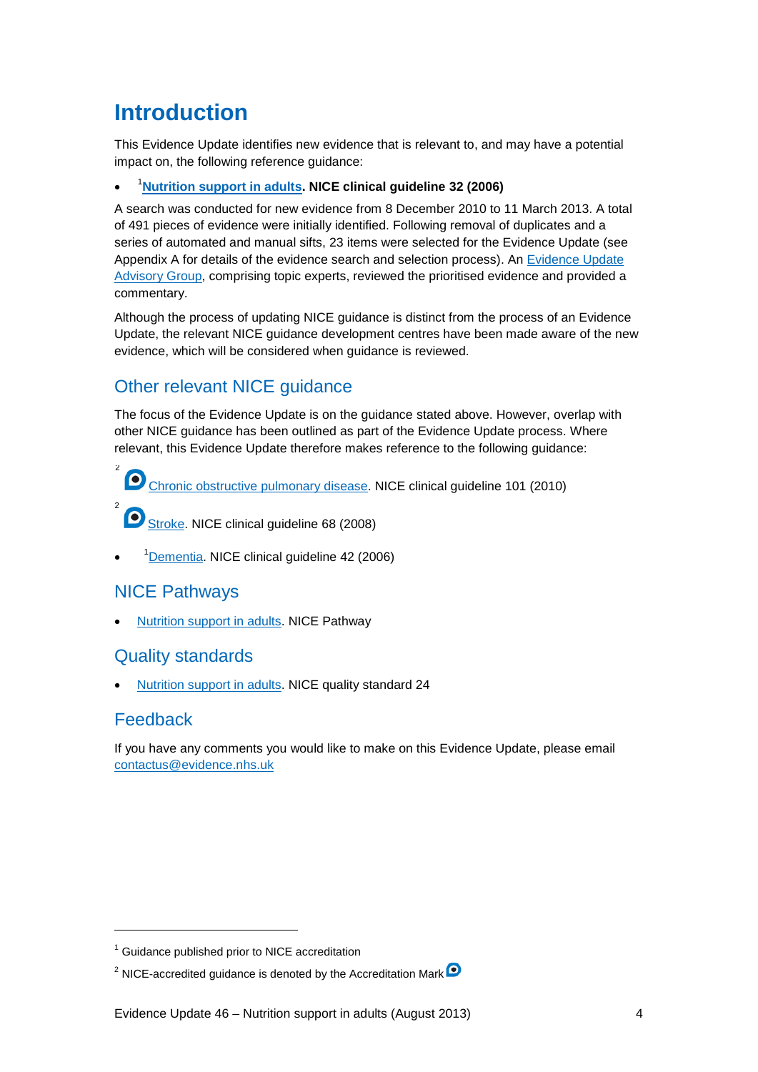# Introduction

This Evidence Update identifies new evidence that is relevant to, and may have a potential impact on, the following reference guidance:

- [1]**Nutrition support in adults. NICE clinical guideline 32 (2006)**

A search was conducted for new evidence from 8 December 2010 to 11 March 2013. A total of 491 pieces of evidence were initially identified. Following removal of duplicates and a series of automated and manual sifts, 23 items were selected for the Evidence Update (see Appendix A for details of the evidence search and selection process). An Evidence Update Advisory Group, comprising topic experts, reviewed the prioritised evidence and provided a commentary.

Although the process of updating NICE guidance is distinct from the process of an Evidence Update, the relevant NICE guidance development centres have been made aware of the new evidence, which will be considered when guidance is reviewed.

## Other relevant NICE guidance

The focus of the Evidence Update is on the guidance stated above. However, overlap with other NICE guidance has been outlined as part of the Evidence Update process. Where relevant, this Evidence Update therefore makes reference to the following guidance:

- [2] Chronic obstructive pulmonary disease. NICE clinical guideline 101 (2010)
- [2] Stroke. NICE clinical guideline 68 (2008)
- [1]Dementia. NICE clinical guideline 42 (2006)

## NICE Pathways

- Nutrition support in adults. NICE Pathway

## Quality standards

- Nutrition support in adults. NICE quality standard 24

## Feedback

If you have any comments you would like to make on this Evidence Update, please email contactus@evidence.nhs.uk

---

[1] Guidance published prior to NICE accreditation

[2] NICE-accredited guidance is denoted by the Accreditation Mark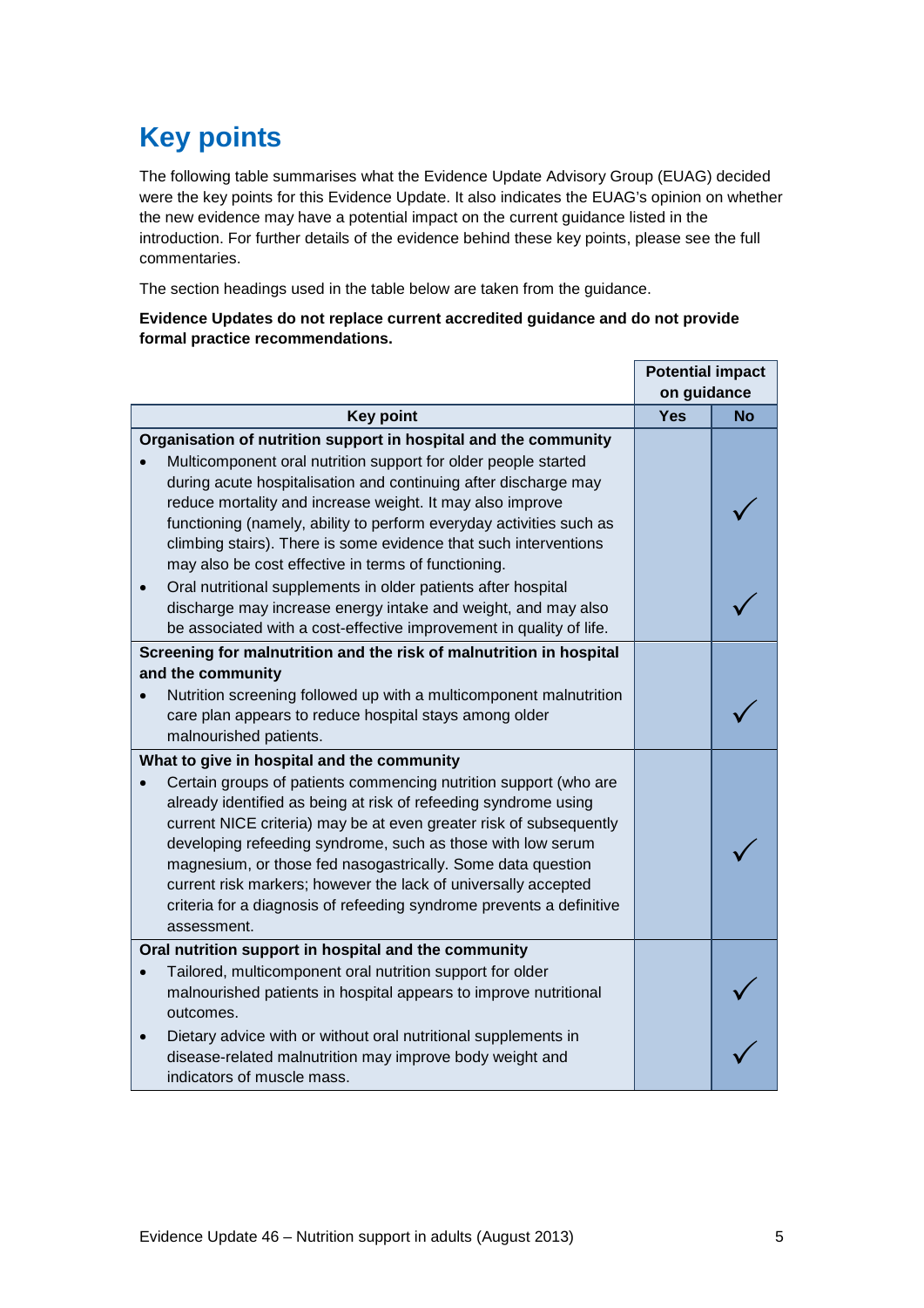# Key points

The following table summarises what the Evidence Update Advisory Group (EUAG) decided were the key points for this Evidence Update. It also indicates the EUAG's opinion on whether the new evidence may have a potential impact on the current guidance listed in the introduction. For further details of the evidence behind these key points, please see the full commentaries.

The section headings used in the table below are taken from the guidance.

**Evidence Updates do not replace current accredited guidance and do not provide formal practice recommendations.**

| | Potential impact on guidance | |
|---|---|---|
| **Key point** | **Yes** | **No** |
| **Organisation of nutrition support in hospital and the community** | | |
| • Multicomponent oral nutrition support for older people started during acute hospitalisation and continuing after discharge may reduce mortality and increase weight. It may also improve functioning (namely, ability to perform everyday activities such as climbing stairs). There is some evidence that such interventions may also be cost effective in terms of functioning. | | ✓ |
| • Oral nutritional supplements in older patients after hospital discharge may increase energy intake and weight, and may also be associated with a cost-effective improvement in quality of life. | | ✓ |
| **Screening for malnutrition and the risk of malnutrition in hospital and the community** | | |
| • Nutrition screening followed up with a multicomponent malnutrition care plan appears to reduce hospital stays among older malnourished patients. | | ✓ |
| **What to give in hospital and the community** | | |
| • Certain groups of patients commencing nutrition support (who are already identified as being at risk of refeeding syndrome using current NICE criteria) may be at even greater risk of subsequently developing refeeding syndrome, such as those with low serum magnesium, or those fed nasogastrically. Some data question current risk markers; however the lack of universally accepted criteria for a diagnosis of refeeding syndrome prevents a definitive assessment. | | ✓ |
| **Oral nutrition support in hospital and the community** | | |
| • Tailored, multicomponent oral nutrition support for older malnourished patients in hospital appears to improve nutritional outcomes. | | ✓ |
| • Dietary advice with or without oral nutritional supplements in disease-related malnutrition may improve body weight and indicators of muscle mass. | | ✓ |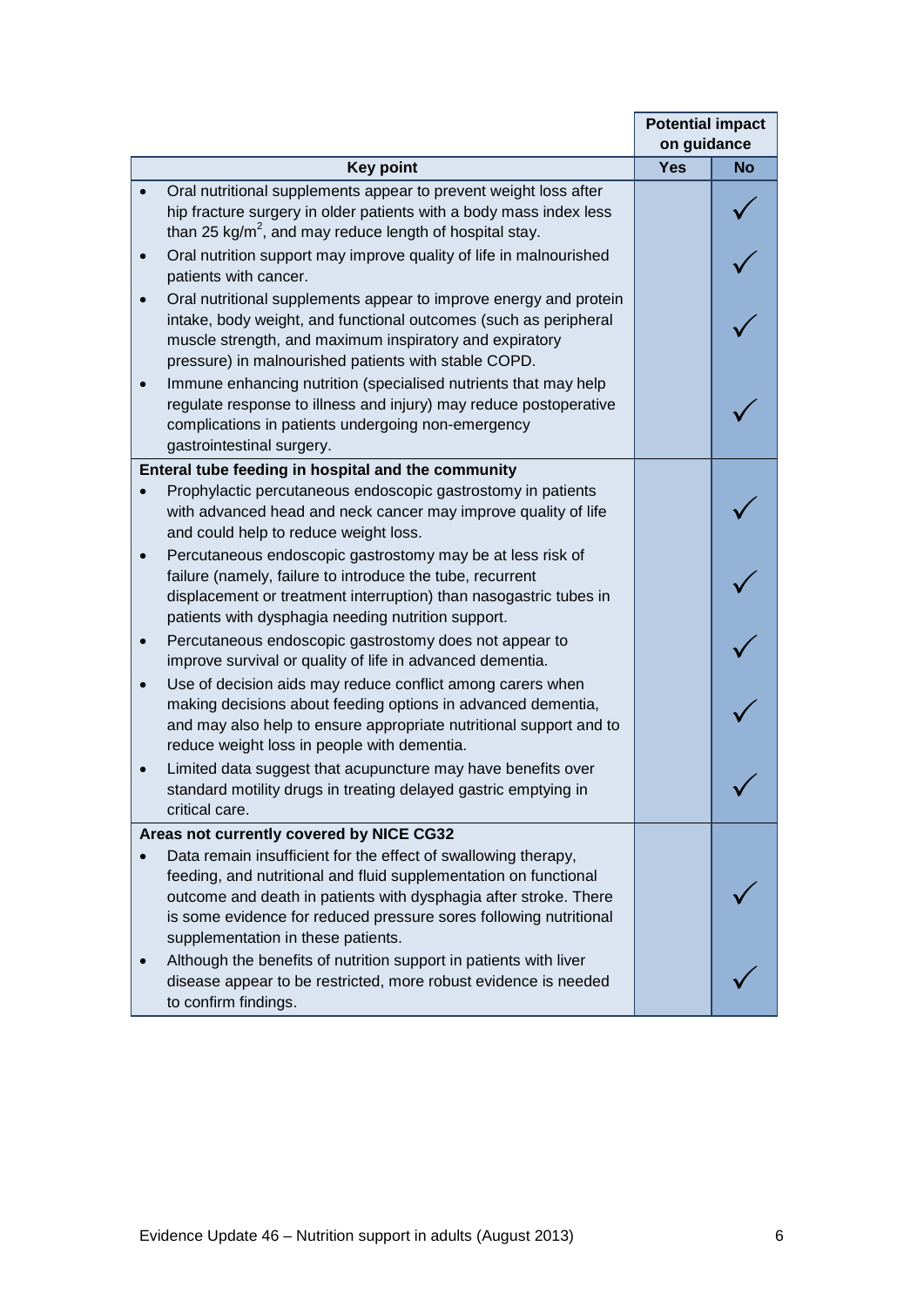| Key point | Potential impact on guidance | |
|---|---|---|
| | Yes | No |
| • Oral nutritional supplements appear to prevent weight loss after hip fracture surgery in older patients with a body mass index less than 25 kg/m$^2$, and may reduce length of hospital stay. | | ✓ |
| • Oral nutrition support may improve quality of life in malnourished patients with cancer. | | ✓ |
| • Oral nutritional supplements appear to improve energy and protein intake, body weight, and functional outcomes (such as peripheral muscle strength, and maximum inspiratory and expiratory pressure) in malnourished patients with stable COPD. | | ✓ |
| • Immune enhancing nutrition (specialised nutrients that may help regulate response to illness and injury) may reduce postoperative complications in patients undergoing non-emergency gastrointestinal surgery. | | ✓ |
| **Enteral tube feeding in hospital and the community** | | |
| • Prophylactic percutaneous endoscopic gastrostomy in patients with advanced head and neck cancer may improve quality of life and could help to reduce weight loss. | | ✓ |
| • Percutaneous endoscopic gastrostomy may be at less risk of failure (namely, failure to introduce the tube, recurrent displacement or treatment interruption) than nasogastric tubes in patients with dysphagia needing nutrition support. | | ✓ |
| • Percutaneous endoscopic gastrostomy does not appear to improve survival or quality of life in advanced dementia. | | ✓ |
| • Use of decision aids may reduce conflict among carers when making decisions about feeding options in advanced dementia, and may also help to ensure appropriate nutritional support and to reduce weight loss in people with dementia. | | ✓ |
| • Limited data suggest that acupuncture may have benefits over standard motility drugs in treating delayed gastric emptying in critical care. | | ✓ |
| **Areas not currently covered by NICE CG32** | | |
| • Data remain insufficient for the effect of swallowing therapy, feeding, and nutritional and fluid supplementation on functional outcome and death in patients with dysphagia after stroke. There is some evidence for reduced pressure sores following nutritional supplementation in these patients. | | ✓ |
| • Although the benefits of nutrition support in patients with liver disease appear to be restricted, more robust evidence is needed to confirm findings. | | ✓ |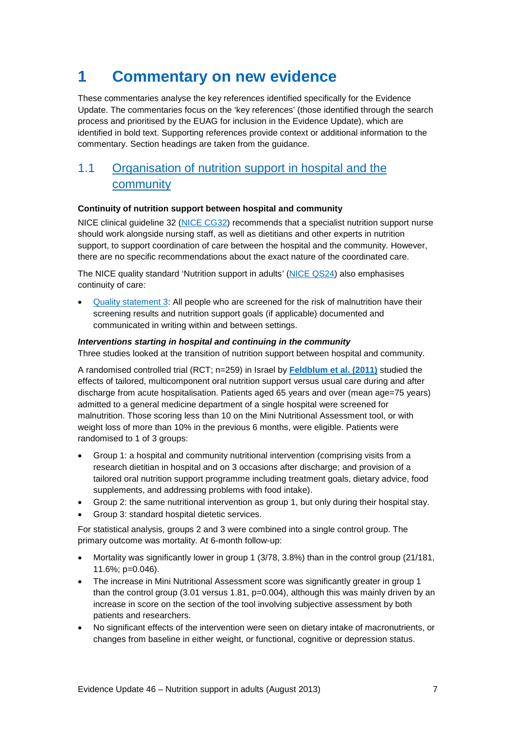# 1 Commentary on new evidence

These commentaries analyse the key references identified specifically for the Evidence Update. The commentaries focus on the 'key references' (those identified through the search process and prioritised by the EUAG for inclusion in the Evidence Update), which are identified in bold text. Supporting references provide context or additional information to the commentary. Section headings are taken from the guidance.

## 1.1 Organisation of nutrition support in hospital and the community

**Continuity of nutrition support between hospital and community**

NICE clinical guideline 32 (NICE CG32) recommends that a specialist nutrition support nurse should work alongside nursing staff, as well as dietitians and other experts in nutrition support, to support coordination of care between the hospital and the community. However, there are no specific recommendations about the exact nature of the coordinated care.

The NICE quality standard 'Nutrition support in adults' (NICE QS24) also emphasises continuity of care:

- Quality statement 3: All people who are screened for the risk of malnutrition have their screening results and nutrition support goals (if applicable) documented and communicated in writing within and between settings.

***Interventions starting in hospital and continuing in the community***

Three studies looked at the transition of nutrition support between hospital and community.

A randomised controlled trial (RCT; n=259) in Israel by **Feldblum et al. (2011)** studied the effects of tailored, multicomponent oral nutrition support versus usual care during and after discharge from acute hospitalisation. Patients aged 65 years and over (mean age=75 years) admitted to a general medicine department of a single hospital were screened for malnutrition. Those scoring less than 10 on the Mini Nutritional Assessment tool, or with weight loss of more than 10% in the previous 6 months, were eligible. Patients were randomised to 1 of 3 groups:

- Group 1: a hospital and community nutritional intervention (comprising visits from a research dietitian in hospital and on 3 occasions after discharge; and provision of a tailored oral nutrition support programme including treatment goals, dietary advice, food supplements, and addressing problems with food intake).
- Group 2: the same nutritional intervention as group 1, but only during their hospital stay.
- Group 3: standard hospital dietetic services.

For statistical analysis, groups 2 and 3 were combined into a single control group. The primary outcome was mortality. At 6-month follow-up:

- Mortality was significantly lower in group 1 (3/78, 3.8%) than in the control group (21/181, 11.6%; p=0.046).
- The increase in Mini Nutritional Assessment score was significantly greater in group 1 than the control group (3.01 versus 1.81, p=0.004), although this was mainly driven by an increase in score on the section of the tool involving subjective assessment by both patients and researchers.
- No significant effects of the intervention were seen on dietary intake of macronutrients, or changes from baseline in either weight, or functional, cognitive or depression status.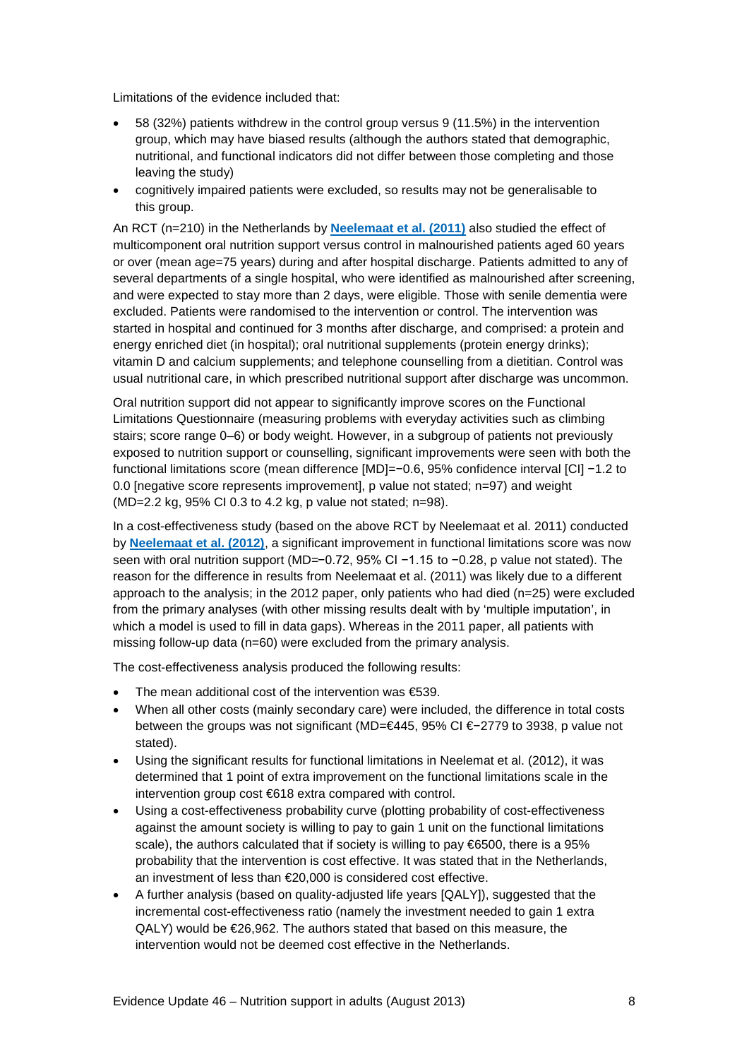Limitations of the evidence included that:

- 58 (32%) patients withdrew in the control group versus 9 (11.5%) in the intervention group, which may have biased results (although the authors stated that demographic, nutritional, and functional indicators did not differ between those completing and those leaving the study)
- cognitively impaired patients were excluded, so results may not be generalisable to this group.

An RCT (n=210) in the Netherlands by **Neelemaat et al. (2011)** also studied the effect of multicomponent oral nutrition support versus control in malnourished patients aged 60 years or over (mean age=75 years) during and after hospital discharge. Patients admitted to any of several departments of a single hospital, who were identified as malnourished after screening, and were expected to stay more than 2 days, were eligible. Those with senile dementia were excluded. Patients were randomised to the intervention or control. The intervention was started in hospital and continued for 3 months after discharge, and comprised: a protein and energy enriched diet (in hospital); oral nutritional supplements (protein energy drinks); vitamin D and calcium supplements; and telephone counselling from a dietitian. Control was usual nutritional care, in which prescribed nutritional support after discharge was uncommon.

Oral nutrition support did not appear to significantly improve scores on the Functional Limitations Questionnaire (measuring problems with everyday activities such as climbing stairs; score range 0–6) or body weight. However, in a subgroup of patients not previously exposed to nutrition support or counselling, significant improvements were seen with both the functional limitations score (mean difference [MD]=−0.6, 95% confidence interval [CI] −1.2 to 0.0 [negative score represents improvement], p value not stated; n=97) and weight (MD=2.2 kg, 95% CI 0.3 to 4.2 kg, p value not stated; n=98).

In a cost-effectiveness study (based on the above RCT by Neelemaat et al. 2011) conducted by **Neelemaat et al. (2012)**, a significant improvement in functional limitations score was now seen with oral nutrition support (MD=−0.72, 95% CI −1.15 to −0.28, p value not stated). The reason for the difference in results from Neelemaat et al. (2011) was likely due to a different approach to the analysis; in the 2012 paper, only patients who had died (n=25) were excluded from the primary analyses (with other missing results dealt with by 'multiple imputation', in which a model is used to fill in data gaps). Whereas in the 2011 paper, all patients with missing follow-up data (n=60) were excluded from the primary analysis.

The cost-effectiveness analysis produced the following results:

- The mean additional cost of the intervention was €539.
- When all other costs (mainly secondary care) were included, the difference in total costs between the groups was not significant (MD=€445, 95% CI €−2779 to 3938, p value not stated).
- Using the significant results for functional limitations in Neelemat et al. (2012), it was determined that 1 point of extra improvement on the functional limitations scale in the intervention group cost €618 extra compared with control.
- Using a cost-effectiveness probability curve (plotting probability of cost-effectiveness against the amount society is willing to pay to gain 1 unit on the functional limitations scale), the authors calculated that if society is willing to pay €6500, there is a 95% probability that the intervention is cost effective. It was stated that in the Netherlands, an investment of less than €20,000 is considered cost effective.
- A further analysis (based on quality-adjusted life years [QALY]), suggested that the incremental cost-effectiveness ratio (namely the investment needed to gain 1 extra QALY) would be €26,962. The authors stated that based on this measure, the intervention would not be deemed cost effective in the Netherlands.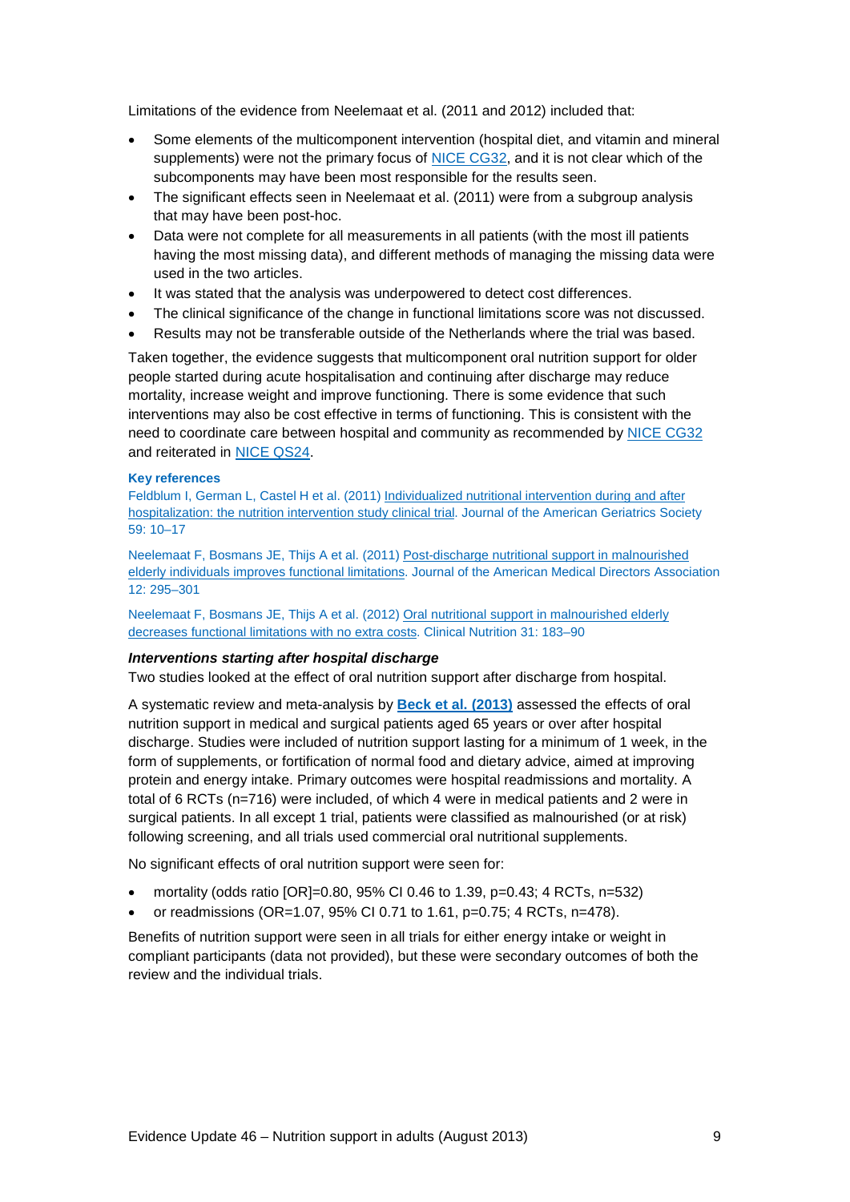Limitations of the evidence from Neelemaat et al. (2011 and 2012) included that:

- Some elements of the multicomponent intervention (hospital diet, and vitamin and mineral supplements) were not the primary focus of NICE CG32, and it is not clear which of the subcomponents may have been most responsible for the results seen.
- The significant effects seen in Neelemaat et al. (2011) were from a subgroup analysis that may have been post-hoc.
- Data were not complete for all measurements in all patients (with the most ill patients having the most missing data), and different methods of managing the missing data were used in the two articles.
- It was stated that the analysis was underpowered to detect cost differences.
- The clinical significance of the change in functional limitations score was not discussed.
- Results may not be transferable outside of the Netherlands where the trial was based.

Taken together, the evidence suggests that multicomponent oral nutrition support for older people started during acute hospitalisation and continuing after discharge may reduce mortality, increase weight and improve functioning. There is some evidence that such interventions may also be cost effective in terms of functioning. This is consistent with the need to coordinate care between hospital and community as recommended by NICE CG32 and reiterated in NICE QS24.

**Key references**

Feldblum I, German L, Castel H et al. (2011) Individualized nutritional intervention during and after hospitalization: the nutrition intervention study clinical trial. Journal of the American Geriatrics Society 59: 10–17

Neelemaat F, Bosmans JE, Thijs A et al. (2011) Post-discharge nutritional support in malnourished elderly individuals improves functional limitations. Journal of the American Medical Directors Association 12: 295–301

Neelemaat F, Bosmans JE, Thijs A et al. (2012) Oral nutritional support in malnourished elderly decreases functional limitations with no extra costs. Clinical Nutrition 31: 183–90

***Interventions starting after hospital discharge***

Two studies looked at the effect of oral nutrition support after discharge from hospital.

A systematic review and meta-analysis by **Beck et al. (2013)** assessed the effects of oral nutrition support in medical and surgical patients aged 65 years or over after hospital discharge. Studies were included of nutrition support lasting for a minimum of 1 week, in the form of supplements, or fortification of normal food and dietary advice, aimed at improving protein and energy intake. Primary outcomes were hospital readmissions and mortality. A total of 6 RCTs (n=716) were included, of which 4 were in medical patients and 2 were in surgical patients. In all except 1 trial, patients were classified as malnourished (or at risk) following screening, and all trials used commercial oral nutritional supplements.

No significant effects of oral nutrition support were seen for:

- mortality (odds ratio [OR]=0.80, 95% CI 0.46 to 1.39, p=0.43; 4 RCTs, n=532)
- or readmissions (OR=1.07, 95% CI 0.71 to 1.61, p=0.75; 4 RCTs, n=478).

Benefits of nutrition support were seen in all trials for either energy intake or weight in compliant participants (data not provided), but these were secondary outcomes of both the review and the individual trials.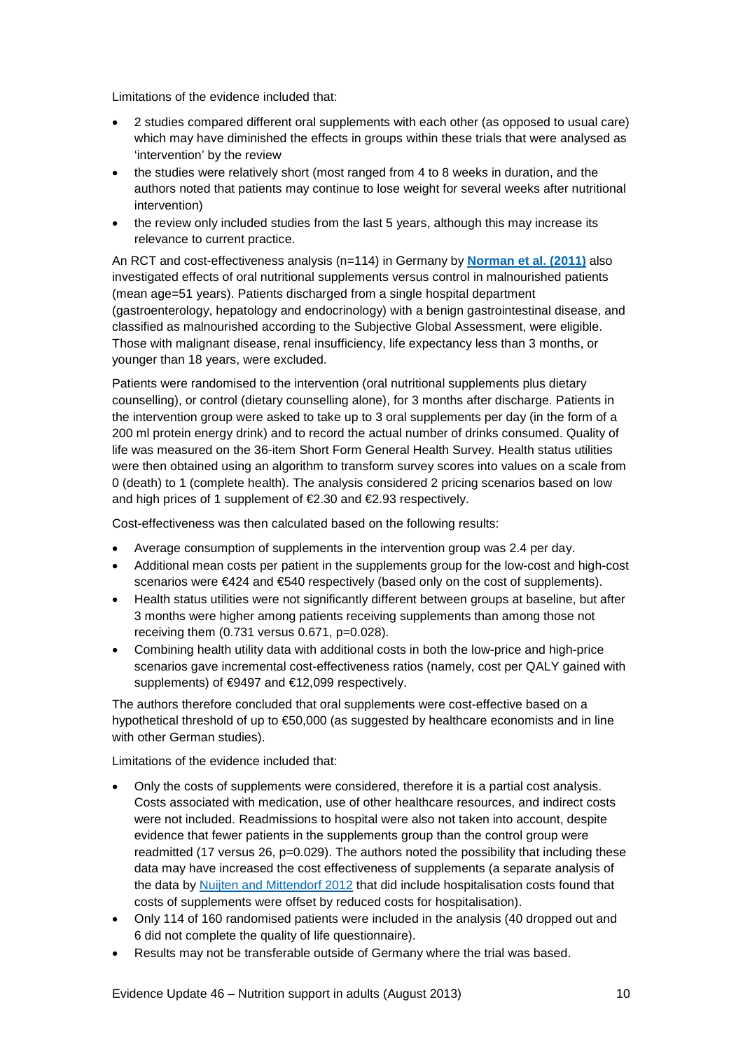Limitations of the evidence included that:

- 2 studies compared different oral supplements with each other (as opposed to usual care) which may have diminished the effects in groups within these trials that were analysed as 'intervention' by the review
- the studies were relatively short (most ranged from 4 to 8 weeks in duration, and the authors noted that patients may continue to lose weight for several weeks after nutritional intervention)
- the review only included studies from the last 5 years, although this may increase its relevance to current practice.

An RCT and cost-effectiveness analysis (n=114) in Germany by **Norman et al. (2011)** also investigated effects of oral nutritional supplements versus control in malnourished patients (mean age=51 years). Patients discharged from a single hospital department (gastroenterology, hepatology and endocrinology) with a benign gastrointestinal disease, and classified as malnourished according to the Subjective Global Assessment, were eligible. Those with malignant disease, renal insufficiency, life expectancy less than 3 months, or younger than 18 years, were excluded.

Patients were randomised to the intervention (oral nutritional supplements plus dietary counselling), or control (dietary counselling alone), for 3 months after discharge. Patients in the intervention group were asked to take up to 3 oral supplements per day (in the form of a 200 ml protein energy drink) and to record the actual number of drinks consumed. Quality of life was measured on the 36-item Short Form General Health Survey. Health status utilities were then obtained using an algorithm to transform survey scores into values on a scale from 0 (death) to 1 (complete health). The analysis considered 2 pricing scenarios based on low and high prices of 1 supplement of €2.30 and €2.93 respectively.

Cost-effectiveness was then calculated based on the following results:

- Average consumption of supplements in the intervention group was 2.4 per day.
- Additional mean costs per patient in the supplements group for the low-cost and high-cost scenarios were €424 and €540 respectively (based only on the cost of supplements).
- Health status utilities were not significantly different between groups at baseline, but after 3 months were higher among patients receiving supplements than among those not receiving them (0.731 versus 0.671, p=0.028).
- Combining health utility data with additional costs in both the low-price and high-price scenarios gave incremental cost-effectiveness ratios (namely, cost per QALY gained with supplements) of €9497 and €12,099 respectively.

The authors therefore concluded that oral supplements were cost-effective based on a hypothetical threshold of up to €50,000 (as suggested by healthcare economists and in line with other German studies).

Limitations of the evidence included that:

- Only the costs of supplements were considered, therefore it is a partial cost analysis. Costs associated with medication, use of other healthcare resources, and indirect costs were not included. Readmissions to hospital were also not taken into account, despite evidence that fewer patients in the supplements group than the control group were readmitted (17 versus 26, p=0.029). The authors noted the possibility that including these data may have increased the cost effectiveness of supplements (a separate analysis of the data by Nuijten and Mittendorf 2012 that did include hospitalisation costs found that costs of supplements were offset by reduced costs for hospitalisation).
- Only 114 of 160 randomised patients were included in the analysis (40 dropped out and 6 did not complete the quality of life questionnaire).
- Results may not be transferable outside of Germany where the trial was based.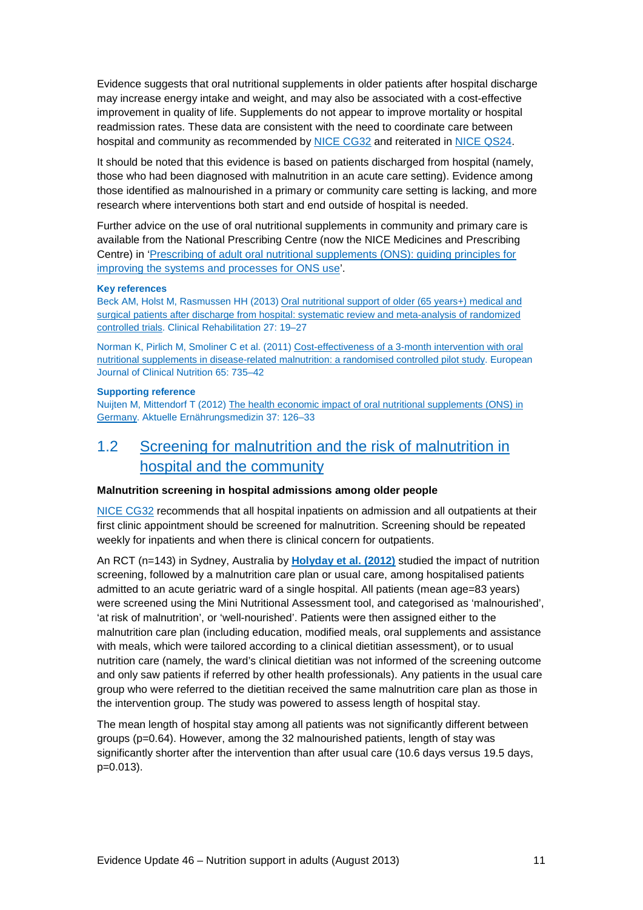Evidence suggests that oral nutritional supplements in older patients after hospital discharge may increase energy intake and weight, and may also be associated with a cost-effective improvement in quality of life. Supplements do not appear to improve mortality or hospital readmission rates. These data are consistent with the need to coordinate care between hospital and community as recommended by NICE CG32 and reiterated in NICE QS24.

It should be noted that this evidence is based on patients discharged from hospital (namely, those who had been diagnosed with malnutrition in an acute care setting). Evidence among those identified as malnourished in a primary or community care setting is lacking, and more research where interventions both start and end outside of hospital is needed.

Further advice on the use of oral nutritional supplements in community and primary care is available from the National Prescribing Centre (now the NICE Medicines and Prescribing Centre) in 'Prescribing of adult oral nutritional supplements (ONS): guiding principles for improving the systems and processes for ONS use'.

**Key references**

Beck AM, Holst M, Rasmussen HH (2013) Oral nutritional support of older (65 years+) medical and surgical patients after discharge from hospital: systematic review and meta-analysis of randomized controlled trials. Clinical Rehabilitation 27: 19–27

Norman K, Pirlich M, Smoliner C et al. (2011) Cost-effectiveness of a 3-month intervention with oral nutritional supplements in disease-related malnutrition: a randomised controlled pilot study. European Journal of Clinical Nutrition 65: 735–42

**Supporting reference**

Nuijten M, Mittendorf T (2012) The health economic impact of oral nutritional supplements (ONS) in Germany. Aktuelle Ernährungsmedizin 37: 126–33

## 1.2 Screening for malnutrition and the risk of malnutrition in hospital and the community

**Malnutrition screening in hospital admissions among older people**

NICE CG32 recommends that all hospital inpatients on admission and all outpatients at their first clinic appointment should be screened for malnutrition. Screening should be repeated weekly for inpatients and when there is clinical concern for outpatients.

An RCT (n=143) in Sydney, Australia by **Holyday et al. (2012)** studied the impact of nutrition screening, followed by a malnutrition care plan or usual care, among hospitalised patients admitted to an acute geriatric ward of a single hospital. All patients (mean age=83 years) were screened using the Mini Nutritional Assessment tool, and categorised as 'malnourished', 'at risk of malnutrition', or 'well-nourished'. Patients were then assigned either to the malnutrition care plan (including education, modified meals, oral supplements and assistance with meals, which were tailored according to a clinical dietitian assessment), or to usual nutrition care (namely, the ward's clinical dietitian was not informed of the screening outcome and only saw patients if referred by other health professionals). Any patients in the usual care group who were referred to the dietitian received the same malnutrition care plan as those in the intervention group. The study was powered to assess length of hospital stay.

The mean length of hospital stay among all patients was not significantly different between groups (p=0.64). However, among the 32 malnourished patients, length of stay was significantly shorter after the intervention than after usual care (10.6 days versus 19.5 days, p=0.013).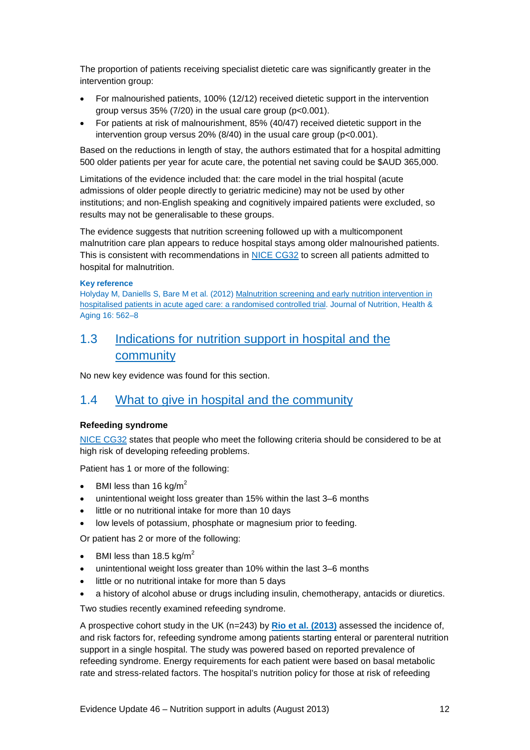The proportion of patients receiving specialist dietetic care was significantly greater in the intervention group:

- For malnourished patients, 100% (12/12) received dietetic support in the intervention group versus 35% (7/20) in the usual care group ($p<0.001$).
- For patients at risk of malnourishment, 85% (40/47) received dietetic support in the intervention group versus 20% (8/40) in the usual care group ($p<0.001$).

Based on the reductions in length of stay, the authors estimated that for a hospital admitting 500 older patients per year for acute care, the potential net saving could be $AUD 365,000.

Limitations of the evidence included that: the care model in the trial hospital (acute admissions of older people directly to geriatric medicine) may not be used by other institutions; and non-English speaking and cognitively impaired patients were excluded, so results may not be generalisable to these groups.

The evidence suggests that nutrition screening followed up with a multicomponent malnutrition care plan appears to reduce hospital stays among older malnourished patients. This is consistent with recommendations in NICE CG32 to screen all patients admitted to hospital for malnutrition.

**Key reference**

Holyday M, Daniells S, Bare M et al. (2012) Malnutrition screening and early nutrition intervention in hospitalised patients in acute aged care: a randomised controlled trial. Journal of Nutrition, Health & Aging 16: 562–8

## 1.3 Indications for nutrition support in hospital and the community

No new key evidence was found for this section.

## 1.4 What to give in hospital and the community

**Refeeding syndrome**

NICE CG32 states that people who meet the following criteria should be considered to be at high risk of developing refeeding problems.

Patient has 1 or more of the following:

- BMI less than 16 kg/m$^2$
- unintentional weight loss greater than 15% within the last 3–6 months
- little or no nutritional intake for more than 10 days
- low levels of potassium, phosphate or magnesium prior to feeding.

Or patient has 2 or more of the following:

- BMI less than 18.5 kg/m$^2$
- unintentional weight loss greater than 10% within the last 3–6 months
- little or no nutritional intake for more than 5 days
- a history of alcohol abuse or drugs including insulin, chemotherapy, antacids or diuretics.

Two studies recently examined refeeding syndrome.

A prospective cohort study in the UK (n=243) by **Rio et al. (2013)** assessed the incidence of, and risk factors for, refeeding syndrome among patients starting enteral or parenteral nutrition support in a single hospital. The study was powered based on reported prevalence of refeeding syndrome. Energy requirements for each patient were based on basal metabolic rate and stress-related factors. The hospital's nutrition policy for those at risk of refeeding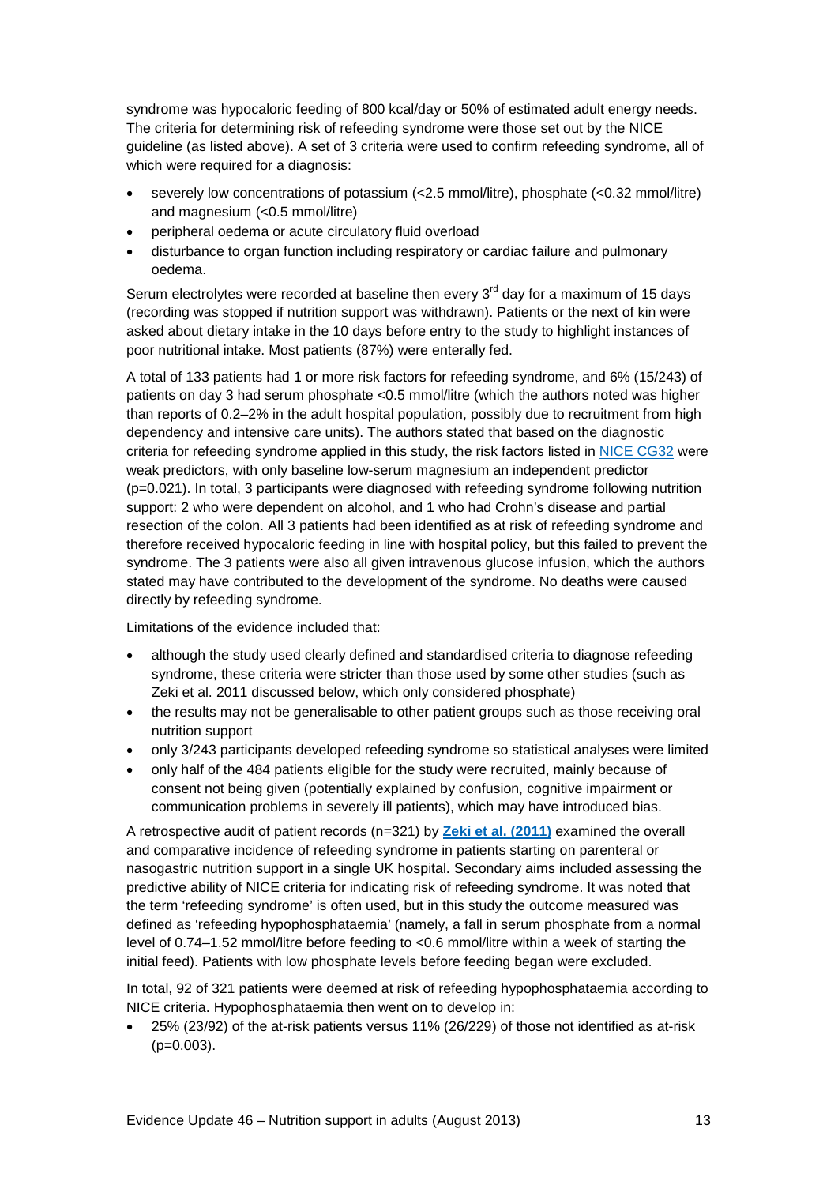syndrome was hypocaloric feeding of 800 kcal/day or 50% of estimated adult energy needs. The criteria for determining risk of refeeding syndrome were those set out by the NICE guideline (as listed above). A set of 3 criteria were used to confirm refeeding syndrome, all of which were required for a diagnosis:

- severely low concentrations of potassium (<2.5 mmol/litre), phosphate (<0.32 mmol/litre) and magnesium (<0.5 mmol/litre)
- peripheral oedema or acute circulatory fluid overload
- disturbance to organ function including respiratory or cardiac failure and pulmonary oedema.

Serum electrolytes were recorded at baseline then every 3rd day for a maximum of 15 days (recording was stopped if nutrition support was withdrawn). Patients or the next of kin were asked about dietary intake in the 10 days before entry to the study to highlight instances of poor nutritional intake. Most patients (87%) were enterally fed.

A total of 133 patients had 1 or more risk factors for refeeding syndrome, and 6% (15/243) of patients on day 3 had serum phosphate <0.5 mmol/litre (which the authors noted was higher than reports of 0.2–2% in the adult hospital population, possibly due to recruitment from high dependency and intensive care units). The authors stated that based on the diagnostic criteria for refeeding syndrome applied in this study, the risk factors listed in NICE CG32 were weak predictors, with only baseline low-serum magnesium an independent predictor ($p=0.021$). In total, 3 participants were diagnosed with refeeding syndrome following nutrition support: 2 who were dependent on alcohol, and 1 who had Crohn's disease and partial resection of the colon. All 3 patients had been identified as at risk of refeeding syndrome and therefore received hypocaloric feeding in line with hospital policy, but this failed to prevent the syndrome. The 3 patients were also all given intravenous glucose infusion, which the authors stated may have contributed to the development of the syndrome. No deaths were caused directly by refeeding syndrome.

Limitations of the evidence included that:

- although the study used clearly defined and standardised criteria to diagnose refeeding syndrome, these criteria were stricter than those used by some other studies (such as Zeki et al. 2011 discussed below, which only considered phosphate)
- the results may not be generalisable to other patient groups such as those receiving oral nutrition support
- only 3/243 participants developed refeeding syndrome so statistical analyses were limited
- only half of the 484 patients eligible for the study were recruited, mainly because of consent not being given (potentially explained by confusion, cognitive impairment or communication problems in severely ill patients), which may have introduced bias.

A retrospective audit of patient records (n=321) by **Zeki et al. (2011)** examined the overall and comparative incidence of refeeding syndrome in patients starting on parenteral or nasogastric nutrition support in a single UK hospital. Secondary aims included assessing the predictive ability of NICE criteria for indicating risk of refeeding syndrome. It was noted that the term 'refeeding syndrome' is often used, but in this study the outcome measured was defined as 'refeeding hypophosphataemia' (namely, a fall in serum phosphate from a normal level of 0.74–1.52 mmol/litre before feeding to <0.6 mmol/litre within a week of starting the initial feed). Patients with low phosphate levels before feeding began were excluded.

In total, 92 of 321 patients were deemed at risk of refeeding hypophosphataemia according to NICE criteria. Hypophosphataemia then went on to develop in:

- 25% (23/92) of the at-risk patients versus 11% (26/229) of those not identified as at-risk ($p=0.003$).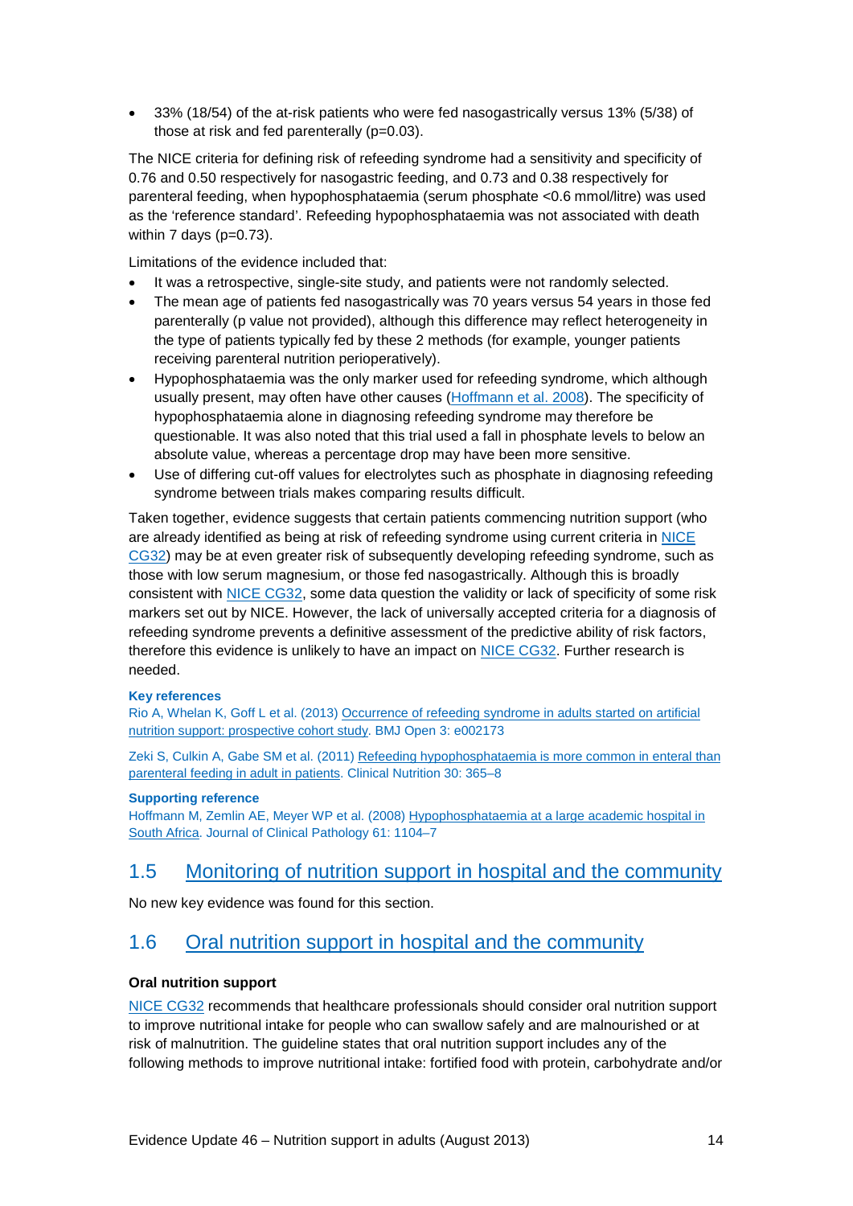- 33% (18/54) of the at-risk patients who were fed nasogastrically versus 13% (5/38) of those at risk and fed parenterally (p=0.03).

The NICE criteria for defining risk of refeeding syndrome had a sensitivity and specificity of 0.76 and 0.50 respectively for nasogastric feeding, and 0.73 and 0.38 respectively for parenteral feeding, when hypophosphataemia (serum phosphate <0.6 mmol/litre) was used as the 'reference standard'. Refeeding hypophosphataemia was not associated with death within 7 days (p=0.73).

Limitations of the evidence included that:

- It was a retrospective, single-site study, and patients were not randomly selected.
- The mean age of patients fed nasogastrically was 70 years versus 54 years in those fed parenterally (p value not provided), although this difference may reflect heterogeneity in the type of patients typically fed by these 2 methods (for example, younger patients receiving parenteral nutrition perioperatively).
- Hypophosphataemia was the only marker used for refeeding syndrome, which although usually present, may often have other causes (Hoffmann et al. 2008). The specificity of hypophosphataemia alone in diagnosing refeeding syndrome may therefore be questionable. It was also noted that this trial used a fall in phosphate levels to below an absolute value, whereas a percentage drop may have been more sensitive.
- Use of differing cut-off values for electrolytes such as phosphate in diagnosing refeeding syndrome between trials makes comparing results difficult.

Taken together, evidence suggests that certain patients commencing nutrition support (who are already identified as being at risk of refeeding syndrome using current criteria in NICE CG32) may be at even greater risk of subsequently developing refeeding syndrome, such as those with low serum magnesium, or those fed nasogastrically. Although this is broadly consistent with NICE CG32, some data question the validity or lack of specificity of some risk markers set out by NICE. However, the lack of universally accepted criteria for a diagnosis of refeeding syndrome prevents a definitive assessment of the predictive ability of risk factors, therefore this evidence is unlikely to have an impact on NICE CG32. Further research is needed.

**Key references**

Rio A, Whelan K, Goff L et al. (2013) Occurrence of refeeding syndrome in adults started on artificial nutrition support: prospective cohort study. BMJ Open 3: e002173

Zeki S, Culkin A, Gabe SM et al. (2011) Refeeding hypophosphataemia is more common in enteral than parenteral feeding in adult in patients. Clinical Nutrition 30: 365–8

**Supporting reference**

Hoffmann M, Zemlin AE, Meyer WP et al. (2008) Hypophosphataemia at a large academic hospital in South Africa. Journal of Clinical Pathology 61: 1104–7

## 1.5 Monitoring of nutrition support in hospital and the community

No new key evidence was found for this section.

## 1.6 Oral nutrition support in hospital and the community

**Oral nutrition support**

NICE CG32 recommends that healthcare professionals should consider oral nutrition support to improve nutritional intake for people who can swallow safely and are malnourished or at risk of malnutrition. The guideline states that oral nutrition support includes any of the following methods to improve nutritional intake: fortified food with protein, carbohydrate and/or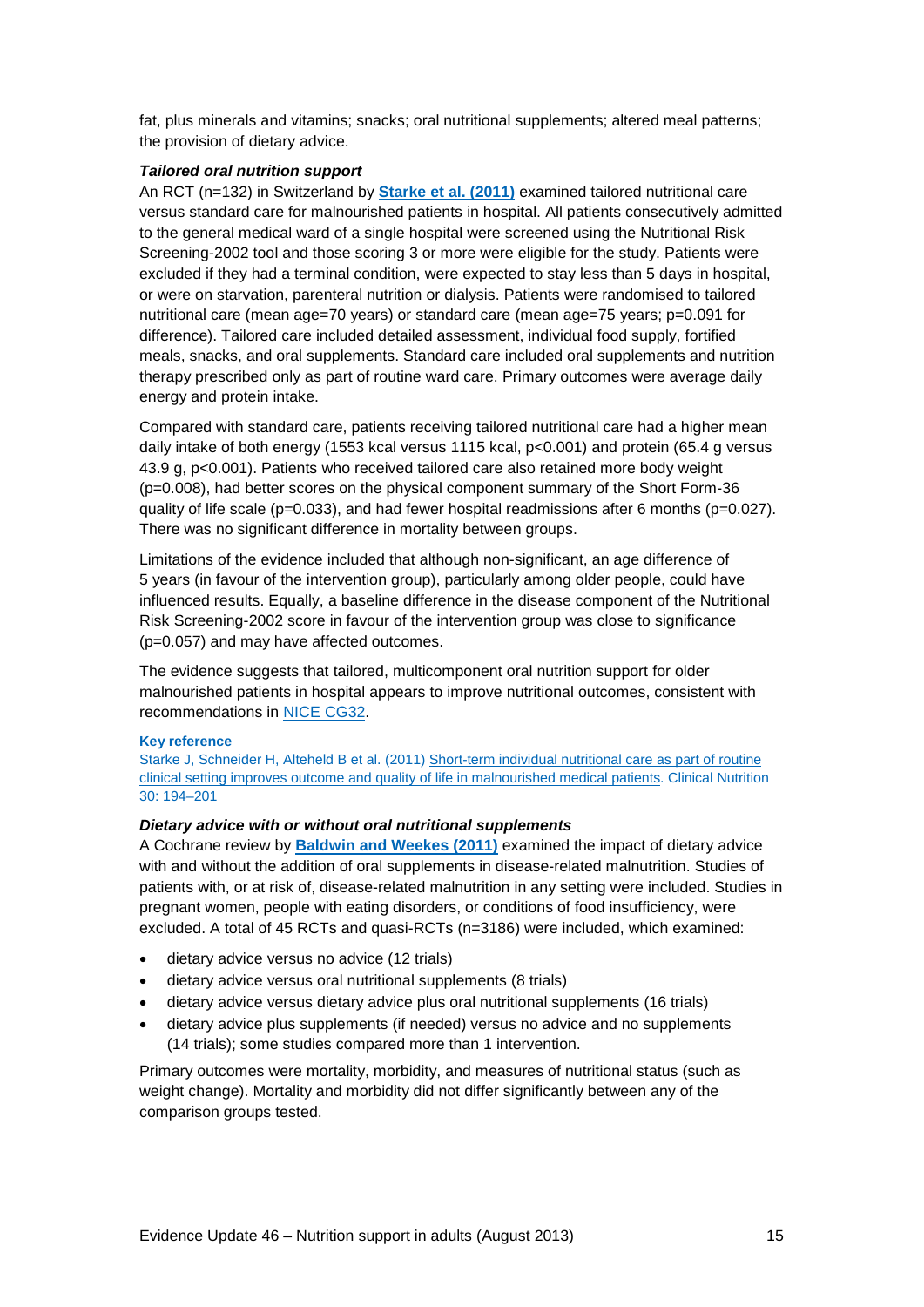fat, plus minerals and vitamins; snacks; oral nutritional supplements; altered meal patterns; the provision of dietary advice.

***Tailored oral nutrition support***

An RCT (n=132) in Switzerland by **[Starke et al. (2011)]** examined tailored nutritional care versus standard care for malnourished patients in hospital. All patients consecutively admitted to the general medical ward of a single hospital were screened using the Nutritional Risk Screening-2002 tool and those scoring 3 or more were eligible for the study. Patients were excluded if they had a terminal condition, were expected to stay less than 5 days in hospital, or were on starvation, parenteral nutrition or dialysis. Patients were randomised to tailored nutritional care (mean age=70 years) or standard care (mean age=75 years; p=0.091 for difference). Tailored care included detailed assessment, individual food supply, fortified meals, snacks, and oral supplements. Standard care included oral supplements and nutrition therapy prescribed only as part of routine ward care. Primary outcomes were average daily energy and protein intake.

Compared with standard care, patients receiving tailored nutritional care had a higher mean daily intake of both energy (1553 kcal versus 1115 kcal, p<0.001) and protein (65.4 g versus 43.9 g, p<0.001). Patients who received tailored care also retained more body weight (p=0.008), had better scores on the physical component summary of the Short Form-36 quality of life scale (p=0.033), and had fewer hospital readmissions after 6 months (p=0.027). There was no significant difference in mortality between groups.

Limitations of the evidence included that although non-significant, an age difference of 5 years (in favour of the intervention group), particularly among older people, could have influenced results. Equally, a baseline difference in the disease component of the Nutritional Risk Screening-2002 score in favour of the intervention group was close to significance (p=0.057) and may have affected outcomes.

The evidence suggests that tailored, multicomponent oral nutrition support for older malnourished patients in hospital appears to improve nutritional outcomes, consistent with recommendations in NICE CG32.

**Key reference**

Starke J, Schneider H, Alteheld B et al. (2011) Short-term individual nutritional care as part of routine clinical setting improves outcome and quality of life in malnourished medical patients. Clinical Nutrition 30: 194–201

***Dietary advice with or without oral nutritional supplements***

A Cochrane review by **[Baldwin and Weekes (2011)]** examined the impact of dietary advice with and without the addition of oral supplements in disease-related malnutrition. Studies of patients with, or at risk of, disease-related malnutrition in any setting were included. Studies in pregnant women, people with eating disorders, or conditions of food insufficiency, were excluded. A total of 45 RCTs and quasi-RCTs (n=3186) were included, which examined:

- dietary advice versus no advice (12 trials)
- dietary advice versus oral nutritional supplements (8 trials)
- dietary advice versus dietary advice plus oral nutritional supplements (16 trials)
- dietary advice plus supplements (if needed) versus no advice and no supplements (14 trials); some studies compared more than 1 intervention.

Primary outcomes were mortality, morbidity, and measures of nutritional status (such as weight change). Mortality and morbidity did not differ significantly between any of the comparison groups tested.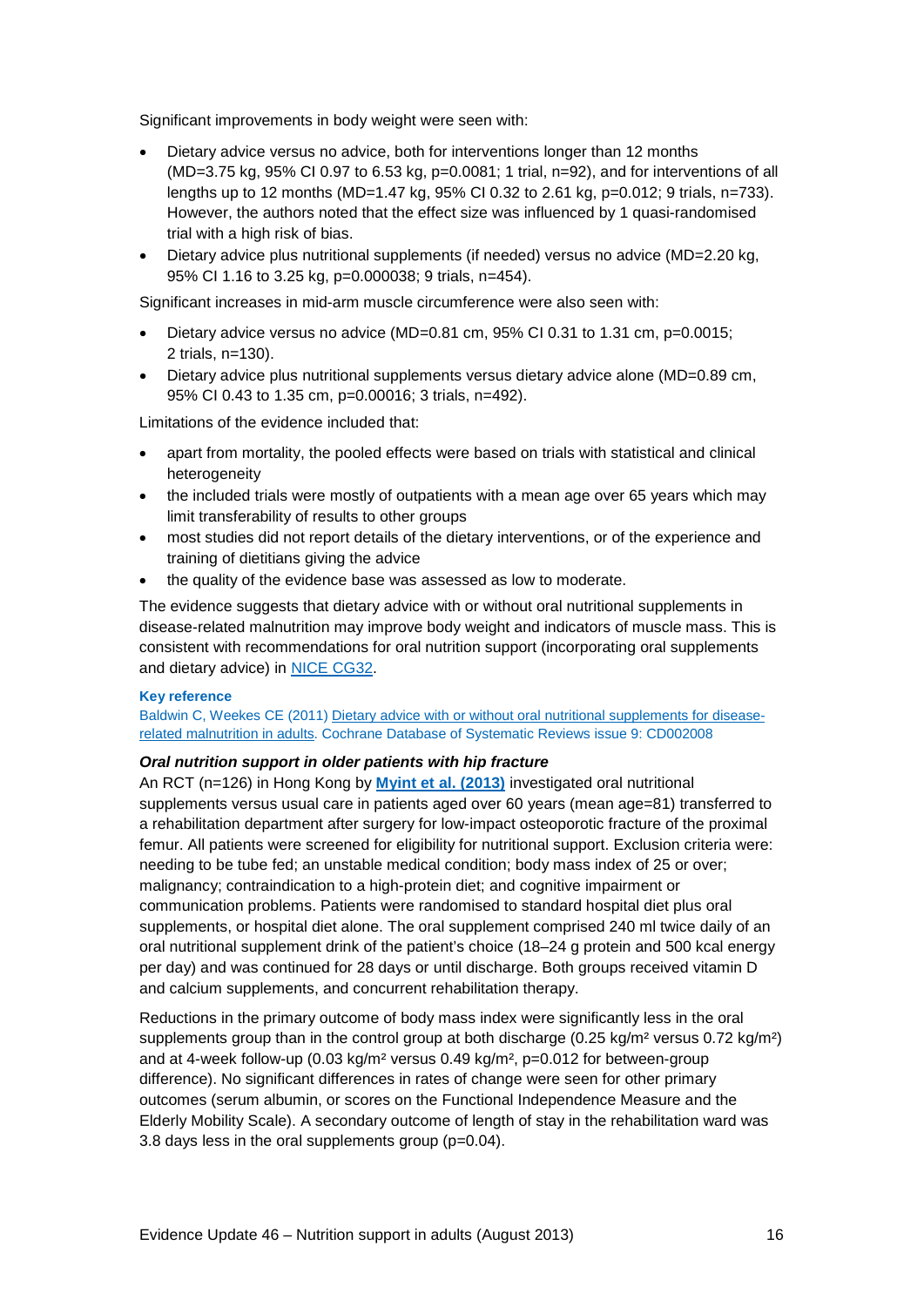Significant improvements in body weight were seen with:

- Dietary advice versus no advice, both for interventions longer than 12 months (MD=3.75 kg, 95% CI 0.97 to 6.53 kg, p=0.0081; 1 trial, n=92), and for interventions of all lengths up to 12 months (MD=1.47 kg, 95% CI 0.32 to 2.61 kg, p=0.012; 9 trials, n=733). However, the authors noted that the effect size was influenced by 1 quasi-randomised trial with a high risk of bias.
- Dietary advice plus nutritional supplements (if needed) versus no advice (MD=2.20 kg, 95% CI 1.16 to 3.25 kg, p=0.000038; 9 trials, n=454).

Significant increases in mid-arm muscle circumference were also seen with:

- Dietary advice versus no advice (MD=0.81 cm, 95% CI 0.31 to 1.31 cm, p=0.0015; 2 trials, n=130).
- Dietary advice plus nutritional supplements versus dietary advice alone (MD=0.89 cm, 95% CI 0.43 to 1.35 cm, p=0.00016; 3 trials, n=492).

Limitations of the evidence included that:

- apart from mortality, the pooled effects were based on trials with statistical and clinical heterogeneity
- the included trials were mostly of outpatients with a mean age over 65 years which may limit transferability of results to other groups
- most studies did not report details of the dietary interventions, or of the experience and training of dietitians giving the advice
- the quality of the evidence base was assessed as low to moderate.

The evidence suggests that dietary advice with or without oral nutritional supplements in disease-related malnutrition may improve body weight and indicators of muscle mass. This is consistent with recommendations for oral nutrition support (incorporating oral supplements and dietary advice) in NICE CG32.

**Key reference**

Baldwin C, Weekes CE (2011) Dietary advice with or without oral nutritional supplements for disease-related malnutrition in adults. Cochrane Database of Systematic Reviews issue 9: CD002008

***Oral nutrition support in older patients with hip fracture***

An RCT (n=126) in Hong Kong by **Myint et al. (2013)** investigated oral nutritional supplements versus usual care in patients aged over 60 years (mean age=81) transferred to a rehabilitation department after surgery for low-impact osteoporotic fracture of the proximal femur. All patients were screened for eligibility for nutritional support. Exclusion criteria were: needing to be tube fed; an unstable medical condition; body mass index of 25 or over; malignancy; contraindication to a high-protein diet; and cognitive impairment or communication problems. Patients were randomised to standard hospital diet plus oral supplements, or hospital diet alone. The oral supplement comprised 240 ml twice daily of an oral nutritional supplement drink of the patient's choice (18–24 g protein and 500 kcal energy per day) and was continued for 28 days or until discharge. Both groups received vitamin D and calcium supplements, and concurrent rehabilitation therapy.

Reductions in the primary outcome of body mass index were significantly less in the oral supplements group than in the control group at both discharge (0.25 kg/m² versus 0.72 kg/m²) and at 4-week follow-up (0.03 kg/m² versus 0.49 kg/m², p=0.012 for between-group difference). No significant differences in rates of change were seen for other primary outcomes (serum albumin, or scores on the Functional Independence Measure and the Elderly Mobility Scale). A secondary outcome of length of stay in the rehabilitation ward was 3.8 days less in the oral supplements group (p=0.04).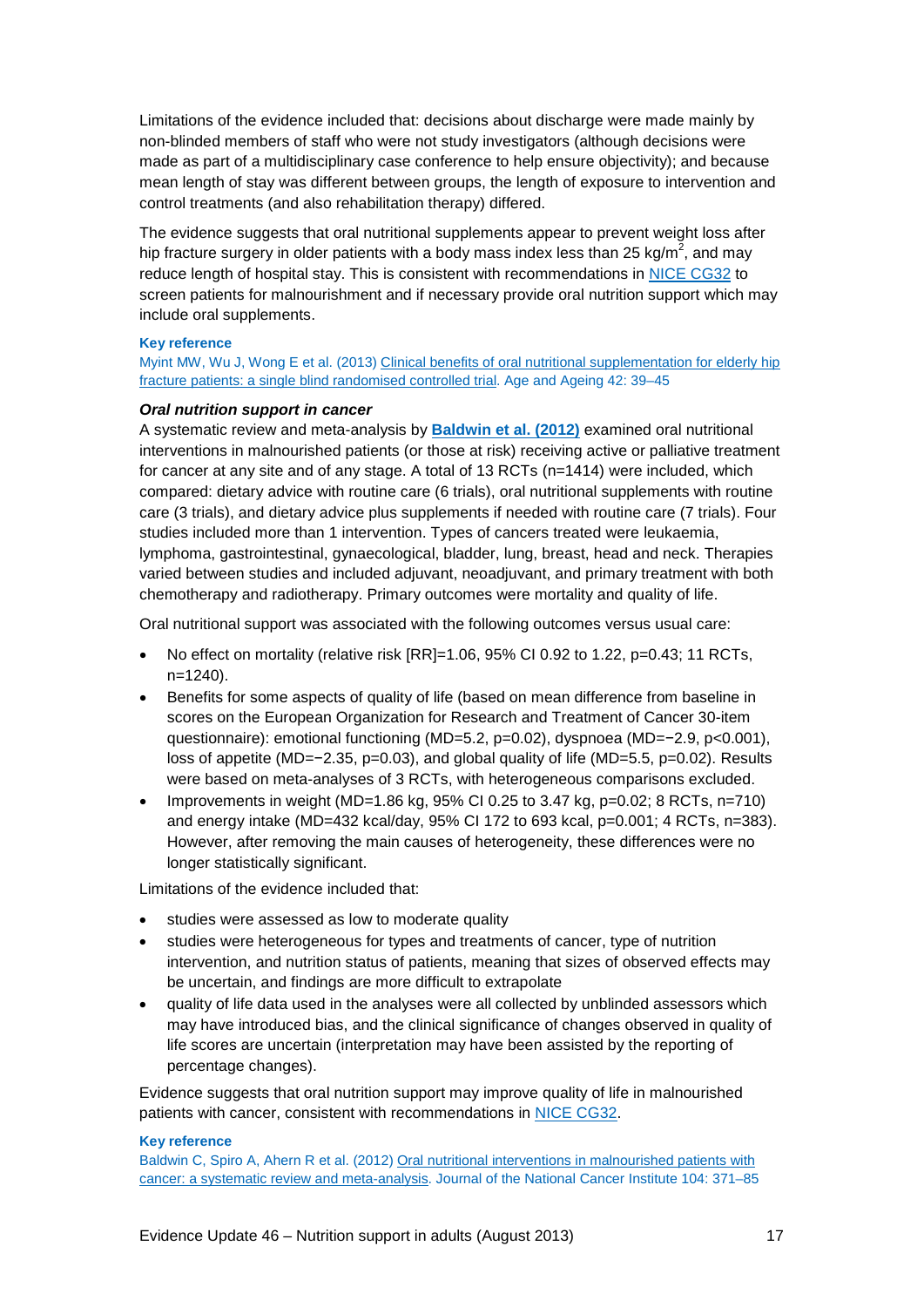Limitations of the evidence included that: decisions about discharge were made mainly by non-blinded members of staff who were not study investigators (although decisions were made as part of a multidisciplinary case conference to help ensure objectivity); and because mean length of stay was different between groups, the length of exposure to intervention and control treatments (and also rehabilitation therapy) differed.

The evidence suggests that oral nutritional supplements appear to prevent weight loss after hip fracture surgery in older patients with a body mass index less than 25 kg/m$^2$, and may reduce length of hospital stay. This is consistent with recommendations in NICE CG32 to screen patients for malnourishment and if necessary provide oral nutrition support which may include oral supplements.

**Key reference**

Myint MW, Wu J, Wong E et al. (2013) Clinical benefits of oral nutritional supplementation for elderly hip fracture patients: a single blind randomised controlled trial. Age and Ageing 42: 39–45

***Oral nutrition support in cancer***

A systematic review and meta-analysis by **Baldwin et al. (2012)** examined oral nutritional interventions in malnourished patients (or those at risk) receiving active or palliative treatment for cancer at any site and of any stage. A total of 13 RCTs (n=1414) were included, which compared: dietary advice with routine care (6 trials), oral nutritional supplements with routine care (3 trials), and dietary advice plus supplements if needed with routine care (7 trials). Four studies included more than 1 intervention. Types of cancers treated were leukaemia, lymphoma, gastrointestinal, gynaecological, bladder, lung, breast, head and neck. Therapies varied between studies and included adjuvant, neoadjuvant, and primary treatment with both chemotherapy and radiotherapy. Primary outcomes were mortality and quality of life.

Oral nutritional support was associated with the following outcomes versus usual care:

- No effect on mortality (relative risk [RR]=1.06, 95% CI 0.92 to 1.22, p=0.43; 11 RCTs, n=1240).
- Benefits for some aspects of quality of life (based on mean difference from baseline in scores on the European Organization for Research and Treatment of Cancer 30-item questionnaire): emotional functioning (MD=5.2, p=0.02), dyspnoea (MD=−2.9, p<0.001), loss of appetite (MD=−2.35, p=0.03), and global quality of life (MD=5.5, p=0.02). Results were based on meta-analyses of 3 RCTs, with heterogeneous comparisons excluded.
- Improvements in weight (MD=1.86 kg, 95% CI 0.25 to 3.47 kg, p=0.02; 8 RCTs, n=710) and energy intake (MD=432 kcal/day, 95% CI 172 to 693 kcal, p=0.001; 4 RCTs, n=383). However, after removing the main causes of heterogeneity, these differences were no longer statistically significant.

Limitations of the evidence included that:

- studies were assessed as low to moderate quality
- studies were heterogeneous for types and treatments of cancer, type of nutrition intervention, and nutrition status of patients, meaning that sizes of observed effects may be uncertain, and findings are more difficult to extrapolate
- quality of life data used in the analyses were all collected by unblinded assessors which may have introduced bias, and the clinical significance of changes observed in quality of life scores are uncertain (interpretation may have been assisted by the reporting of percentage changes).

Evidence suggests that oral nutrition support may improve quality of life in malnourished patients with cancer, consistent with recommendations in NICE CG32.

**Key reference**

Baldwin C, Spiro A, Ahern R et al. (2012) Oral nutritional interventions in malnourished patients with cancer: a systematic review and meta-analysis. Journal of the National Cancer Institute 104: 371–85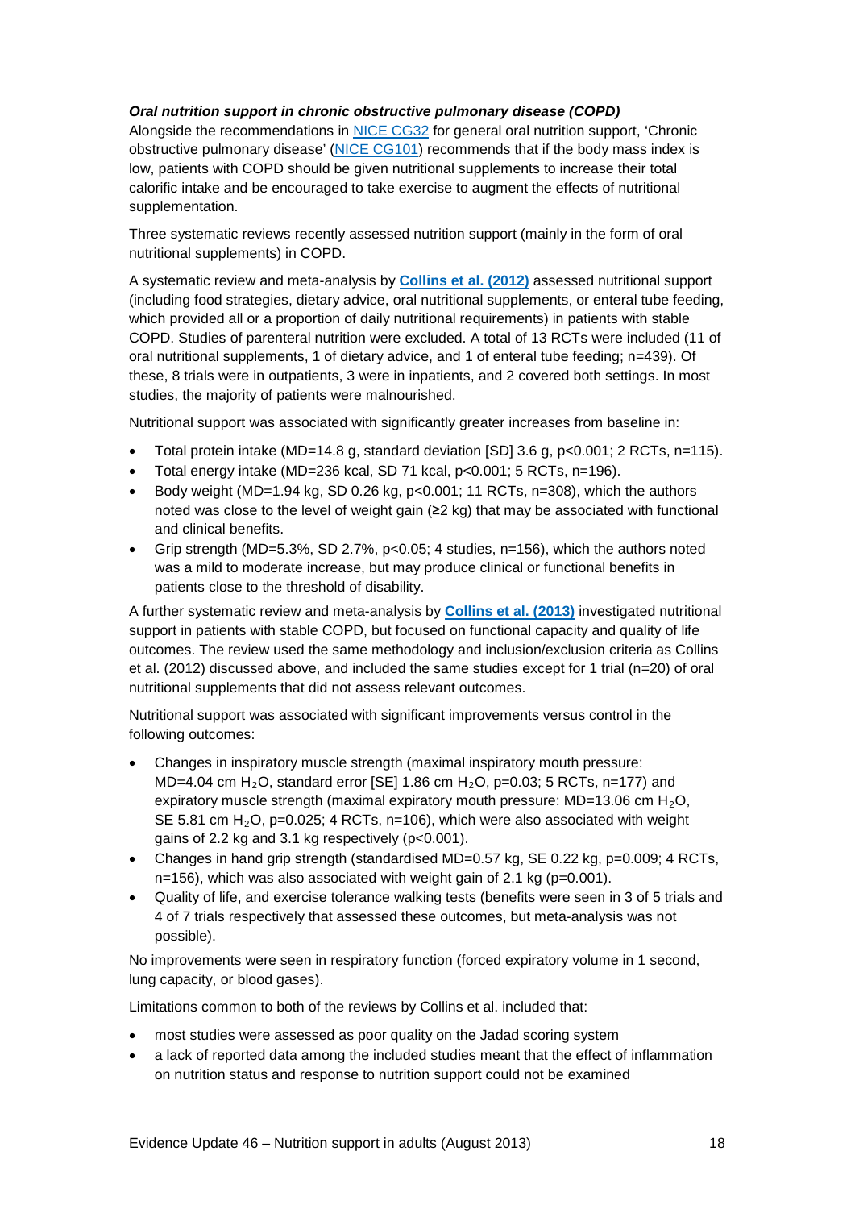***Oral nutrition support in chronic obstructive pulmonary disease (COPD)***

Alongside the recommendations in NICE CG32 for general oral nutrition support, 'Chronic obstructive pulmonary disease' (NICE CG101) recommends that if the body mass index is low, patients with COPD should be given nutritional supplements to increase their total calorific intake and be encouraged to take exercise to augment the effects of nutritional supplementation.

Three systematic reviews recently assessed nutrition support (mainly in the form of oral nutritional supplements) in COPD.

A systematic review and meta-analysis by **Collins et al. (2012)** assessed nutritional support (including food strategies, dietary advice, oral nutritional supplements, or enteral tube feeding, which provided all or a proportion of daily nutritional requirements) in patients with stable COPD. Studies of parenteral nutrition were excluded. A total of 13 RCTs were included (11 of oral nutritional supplements, 1 of dietary advice, and 1 of enteral tube feeding; n=439). Of these, 8 trials were in outpatients, 3 were in inpatients, and 2 covered both settings. In most studies, the majority of patients were malnourished.

Nutritional support was associated with significantly greater increases from baseline in:

- Total protein intake (MD=14.8 g, standard deviation [SD] 3.6 g, $p<0.001$; 2 RCTs, n=115).
- Total energy intake (MD=236 kcal, SD 71 kcal, $p<0.001$; 5 RCTs, n=196).
- Body weight (MD=1.94 kg, SD 0.26 kg, $p<0.001$; 11 RCTs, n=308), which the authors noted was close to the level of weight gain (≥2 kg) that may be associated with functional and clinical benefits.
- Grip strength (MD=5.3%, SD 2.7%, $p<0.05$; 4 studies, n=156), which the authors noted was a mild to moderate increase, but may produce clinical or functional benefits in patients close to the threshold of disability.

A further systematic review and meta-analysis by **Collins et al. (2013)** investigated nutritional support in patients with stable COPD, but focused on functional capacity and quality of life outcomes. The review used the same methodology and inclusion/exclusion criteria as Collins et al. (2012) discussed above, and included the same studies except for 1 trial (n=20) of oral nutritional supplements that did not assess relevant outcomes.

Nutritional support was associated with significant improvements versus control in the following outcomes:

- Changes in inspiratory muscle strength (maximal inspiratory mouth pressure: MD=4.04 cm $H_2O$, standard error [SE] 1.86 cm $H_2O$, $p=0.03$; 5 RCTs, n=177) and expiratory muscle strength (maximal expiratory mouth pressure: MD=13.06 cm $H_2O$, SE 5.81 cm $H_2O$, $p=0.025$; 4 RCTs, n=106), which were also associated with weight gains of 2.2 kg and 3.1 kg respectively ($p<0.001$).
- Changes in hand grip strength (standardised MD=0.57 kg, SE 0.22 kg, $p=0.009$; 4 RCTs, n=156), which was also associated with weight gain of 2.1 kg ($p=0.001$).
- Quality of life, and exercise tolerance walking tests (benefits were seen in 3 of 5 trials and 4 of 7 trials respectively that assessed these outcomes, but meta-analysis was not possible).

No improvements were seen in respiratory function (forced expiratory volume in 1 second, lung capacity, or blood gases).

Limitations common to both of the reviews by Collins et al. included that:

- most studies were assessed as poor quality on the Jadad scoring system
- a lack of reported data among the included studies meant that the effect of inflammation on nutrition status and response to nutrition support could not be examined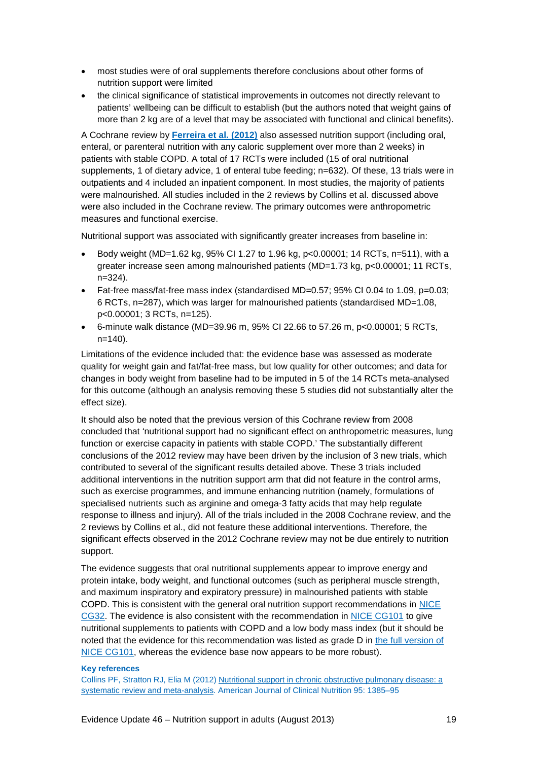- most studies were of oral supplements therefore conclusions about other forms of nutrition support were limited
- the clinical significance of statistical improvements in outcomes not directly relevant to patients' wellbeing can be difficult to establish (but the authors noted that weight gains of more than 2 kg are of a level that may be associated with functional and clinical benefits).

A Cochrane review by **Ferreira et al. (2012)** also assessed nutrition support (including oral, enteral, or parenteral nutrition with any caloric supplement over more than 2 weeks) in patients with stable COPD. A total of 17 RCTs were included (15 of oral nutritional supplements, 1 of dietary advice, 1 of enteral tube feeding; n=632). Of these, 13 trials were in outpatients and 4 included an inpatient component. In most studies, the majority of patients were malnourished. All studies included in the 2 reviews by Collins et al. discussed above were also included in the Cochrane review. The primary outcomes were anthropometric measures and functional exercise.

Nutritional support was associated with significantly greater increases from baseline in:

- Body weight (MD=1.62 kg, 95% CI 1.27 to 1.96 kg, $p<0.00001$; 14 RCTs, n=511), with a greater increase seen among malnourished patients (MD=1.73 kg, $p<0.00001$; 11 RCTs, n=324).
- Fat-free mass/fat-free mass index (standardised MD=0.57; 95% CI 0.04 to 1.09, $p=0.03$; 6 RCTs, n=287), which was larger for malnourished patients (standardised MD=1.08, $p<0.00001$; 3 RCTs, n=125).
- 6-minute walk distance (MD=39.96 m, 95% CI 22.66 to 57.26 m, $p<0.00001$; 5 RCTs, n=140).

Limitations of the evidence included that: the evidence base was assessed as moderate quality for weight gain and fat/fat-free mass, but low quality for other outcomes; and data for changes in body weight from baseline had to be imputed in 5 of the 14 RCTs meta-analysed for this outcome (although an analysis removing these 5 studies did not substantially alter the effect size).

It should also be noted that the previous version of this Cochrane review from 2008 concluded that 'nutritional support had no significant effect on anthropometric measures, lung function or exercise capacity in patients with stable COPD.' The substantially different conclusions of the 2012 review may have been driven by the inclusion of 3 new trials, which contributed to several of the significant results detailed above. These 3 trials included additional interventions in the nutrition support arm that did not feature in the control arms, such as exercise programmes, and immune enhancing nutrition (namely, formulations of specialised nutrients such as arginine and omega-3 fatty acids that may help regulate response to illness and injury). All of the trials included in the 2008 Cochrane review, and the 2 reviews by Collins et al., did not feature these additional interventions. Therefore, the significant effects observed in the 2012 Cochrane review may not be due entirely to nutrition support.

The evidence suggests that oral nutritional supplements appear to improve energy and protein intake, body weight, and functional outcomes (such as peripheral muscle strength, and maximum inspiratory and expiratory pressure) in malnourished patients with stable COPD. This is consistent with the general oral nutrition support recommendations in NICE CG32. The evidence is also consistent with the recommendation in NICE CG101 to give nutritional supplements to patients with COPD and a low body mass index (but it should be noted that the evidence for this recommendation was listed as grade D in the full version of NICE CG101, whereas the evidence base now appears to be more robust).

**Key references**

Collins PF, Stratton RJ, Elia M (2012) Nutritional support in chronic obstructive pulmonary disease: a systematic review and meta-analysis. American Journal of Clinical Nutrition 95: 1385–95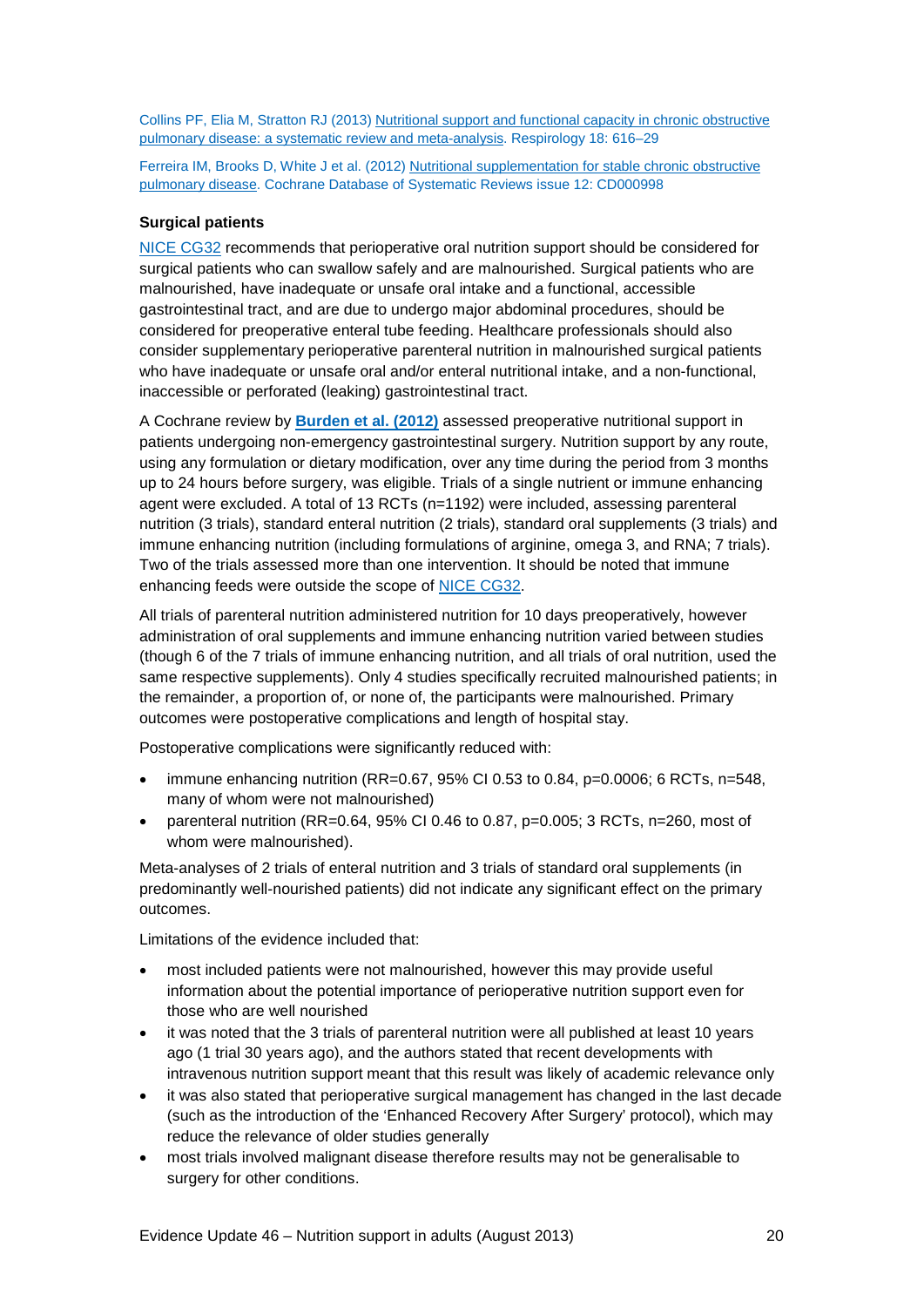Collins PF, Elia M, Stratton RJ (2013) Nutritional support and functional capacity in chronic obstructive pulmonary disease: a systematic review and meta-analysis. Respirology 18: 616–29

Ferreira IM, Brooks D, White J et al. (2012) Nutritional supplementation for stable chronic obstructive pulmonary disease. Cochrane Database of Systematic Reviews issue 12: CD000998

**Surgical patients**

NICE CG32 recommends that perioperative oral nutrition support should be considered for surgical patients who can swallow safely and are malnourished. Surgical patients who are malnourished, have inadequate or unsafe oral intake and a functional, accessible gastrointestinal tract, and are due to undergo major abdominal procedures, should be considered for preoperative enteral tube feeding. Healthcare professionals should also consider supplementary perioperative parenteral nutrition in malnourished surgical patients who have inadequate or unsafe oral and/or enteral nutritional intake, and a non-functional, inaccessible or perforated (leaking) gastrointestinal tract.

A Cochrane review by **Burden et al. (2012)** assessed preoperative nutritional support in patients undergoing non-emergency gastrointestinal surgery. Nutrition support by any route, using any formulation or dietary modification, over any time during the period from 3 months up to 24 hours before surgery, was eligible. Trials of a single nutrient or immune enhancing agent were excluded. A total of 13 RCTs (n=1192) were included, assessing parenteral nutrition (3 trials), standard enteral nutrition (2 trials), standard oral supplements (3 trials) and immune enhancing nutrition (including formulations of arginine, omega 3, and RNA; 7 trials). Two of the trials assessed more than one intervention. It should be noted that immune enhancing feeds were outside the scope of NICE CG32.

All trials of parenteral nutrition administered nutrition for 10 days preoperatively, however administration of oral supplements and immune enhancing nutrition varied between studies (though 6 of the 7 trials of immune enhancing nutrition, and all trials of oral nutrition, used the same respective supplements). Only 4 studies specifically recruited malnourished patients; in the remainder, a proportion of, or none of, the participants were malnourished. Primary outcomes were postoperative complications and length of hospital stay.

Postoperative complications were significantly reduced with:

- immune enhancing nutrition (RR=0.67, 95% CI 0.53 to 0.84, p=0.0006; 6 RCTs, n=548, many of whom were not malnourished)
- parenteral nutrition (RR=0.64, 95% CI 0.46 to 0.87, p=0.005; 3 RCTs, n=260, most of whom were malnourished).

Meta-analyses of 2 trials of enteral nutrition and 3 trials of standard oral supplements (in predominantly well-nourished patients) did not indicate any significant effect on the primary outcomes.

Limitations of the evidence included that:

- most included patients were not malnourished, however this may provide useful information about the potential importance of perioperative nutrition support even for those who are well nourished
- it was noted that the 3 trials of parenteral nutrition were all published at least 10 years ago (1 trial 30 years ago), and the authors stated that recent developments with intravenous nutrition support meant that this result was likely of academic relevance only
- it was also stated that perioperative surgical management has changed in the last decade (such as the introduction of the 'Enhanced Recovery After Surgery' protocol), which may reduce the relevance of older studies generally
- most trials involved malignant disease therefore results may not be generalisable to surgery for other conditions.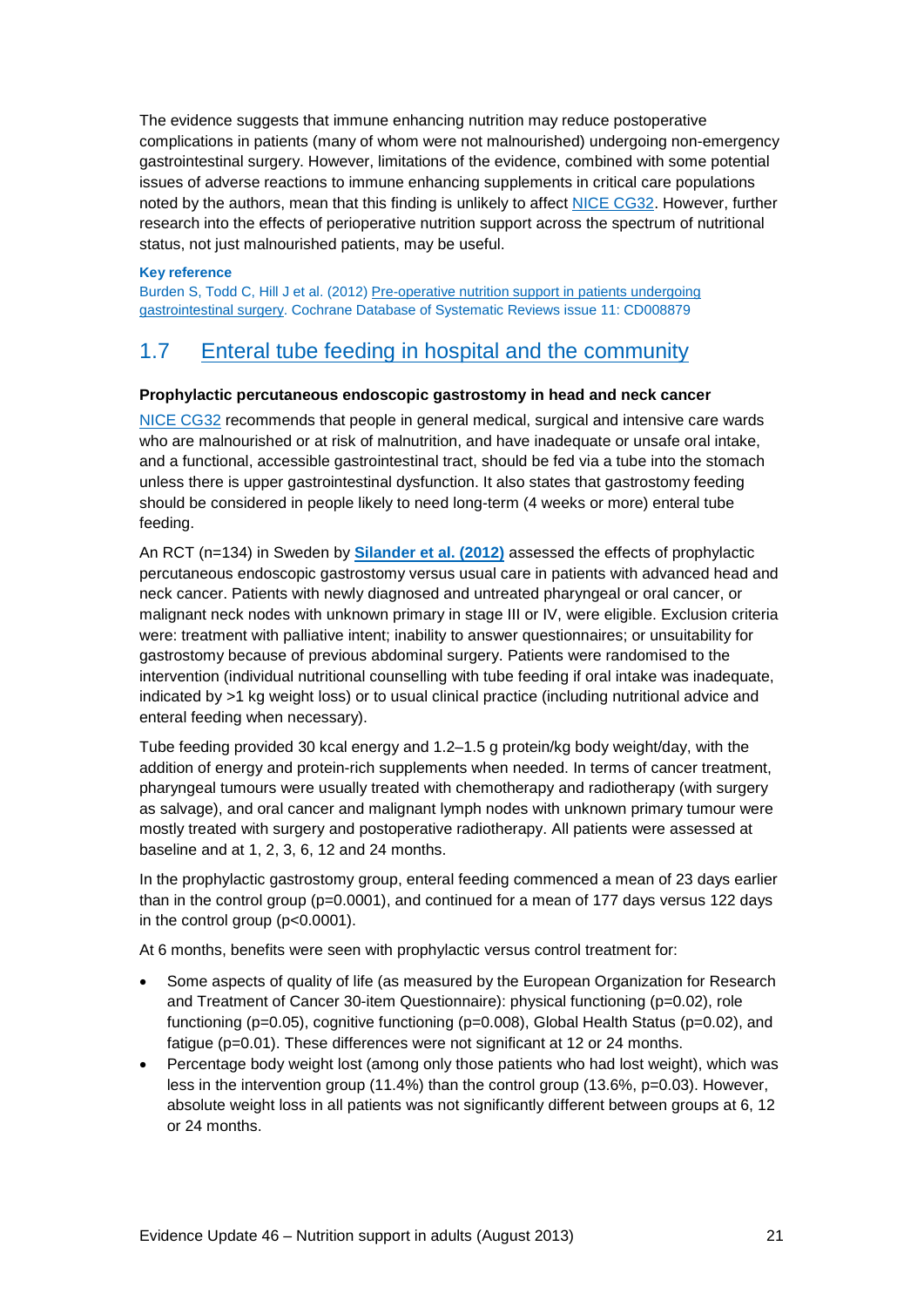The evidence suggests that immune enhancing nutrition may reduce postoperative complications in patients (many of whom were not malnourished) undergoing non-emergency gastrointestinal surgery. However, limitations of the evidence, combined with some potential issues of adverse reactions to immune enhancing supplements in critical care populations noted by the authors, mean that this finding is unlikely to affect NICE CG32. However, further research into the effects of perioperative nutrition support across the spectrum of nutritional status, not just malnourished patients, may be useful.

**Key reference**

Burden S, Todd C, Hill J et al. (2012) Pre-operative nutrition support in patients undergoing gastrointestinal surgery. Cochrane Database of Systematic Reviews issue 11: CD008879

## 1.7 Enteral tube feeding in hospital and the community

### Prophylactic percutaneous endoscopic gastrostomy in head and neck cancer

NICE CG32 recommends that people in general medical, surgical and intensive care wards who are malnourished or at risk of malnutrition, and have inadequate or unsafe oral intake, and a functional, accessible gastrointestinal tract, should be fed via a tube into the stomach unless there is upper gastrointestinal dysfunction. It also states that gastrostomy feeding should be considered in people likely to need long-term (4 weeks or more) enteral tube feeding.

An RCT (n=134) in Sweden by **Silander et al. (2012)** assessed the effects of prophylactic percutaneous endoscopic gastrostomy versus usual care in patients with advanced head and neck cancer. Patients with newly diagnosed and untreated pharyngeal or oral cancer, or malignant neck nodes with unknown primary in stage III or IV, were eligible. Exclusion criteria were: treatment with palliative intent; inability to answer questionnaires; or unsuitability for gastrostomy because of previous abdominal surgery. Patients were randomised to the intervention (individual nutritional counselling with tube feeding if oral intake was inadequate, indicated by >1 kg weight loss) or to usual clinical practice (including nutritional advice and enteral feeding when necessary).

Tube feeding provided 30 kcal energy and 1.2–1.5 g protein/kg body weight/day, with the addition of energy and protein-rich supplements when needed. In terms of cancer treatment, pharyngeal tumours were usually treated with chemotherapy and radiotherapy (with surgery as salvage), and oral cancer and malignant lymph nodes with unknown primary tumour were mostly treated with surgery and postoperative radiotherapy. All patients were assessed at baseline and at 1, 2, 3, 6, 12 and 24 months.

In the prophylactic gastrostomy group, enteral feeding commenced a mean of 23 days earlier than in the control group (p=0.0001), and continued for a mean of 177 days versus 122 days in the control group (p<0.0001).

At 6 months, benefits were seen with prophylactic versus control treatment for:

- Some aspects of quality of life (as measured by the European Organization for Research and Treatment of Cancer 30-item Questionnaire): physical functioning (p=0.02), role functioning (p=0.05), cognitive functioning (p=0.008), Global Health Status (p=0.02), and fatigue (p=0.01). These differences were not significant at 12 or 24 months.
- Percentage body weight lost (among only those patients who had lost weight), which was less in the intervention group (11.4%) than the control group (13.6%, p=0.03). However, absolute weight loss in all patients was not significantly different between groups at 6, 12 or 24 months.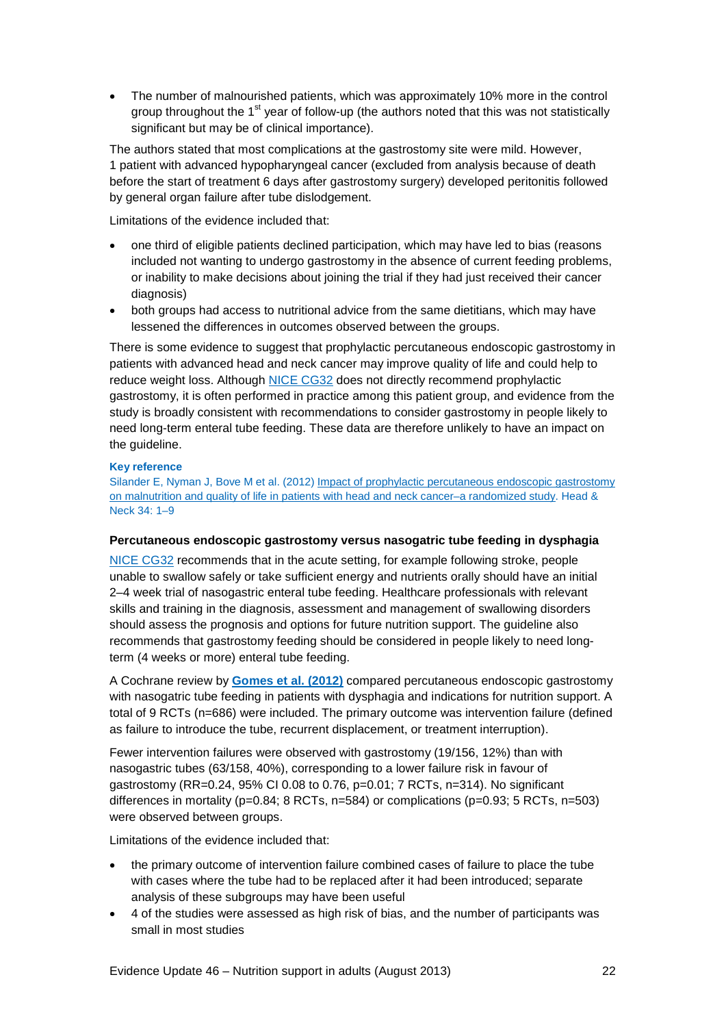- The number of malnourished patients, which was approximately 10% more in the control group throughout the 1st year of follow-up (the authors noted that this was not statistically significant but may be of clinical importance).

The authors stated that most complications at the gastrostomy site were mild. However, 1 patient with advanced hypopharyngeal cancer (excluded from analysis because of death before the start of treatment 6 days after gastrostomy surgery) developed peritonitis followed by general organ failure after tube dislodgement.

Limitations of the evidence included that:

- one third of eligible patients declined participation, which may have led to bias (reasons included not wanting to undergo gastrostomy in the absence of current feeding problems, or inability to make decisions about joining the trial if they had just received their cancer diagnosis)
- both groups had access to nutritional advice from the same dietitians, which may have lessened the differences in outcomes observed between the groups.

There is some evidence to suggest that prophylactic percutaneous endoscopic gastrostomy in patients with advanced head and neck cancer may improve quality of life and could help to reduce weight loss. Although NICE CG32 does not directly recommend prophylactic gastrostomy, it is often performed in practice among this patient group, and evidence from the study is broadly consistent with recommendations to consider gastrostomy in people likely to need long-term enteral tube feeding. These data are therefore unlikely to have an impact on the guideline.

**Key reference**

Silander E, Nyman J, Bove M et al. (2012) Impact of prophylactic percutaneous endoscopic gastrostomy on malnutrition and quality of life in patients with head and neck cancer–a randomized study. Head & Neck 34: 1–9

**Percutaneous endoscopic gastrostomy versus nasogatric tube feeding in dysphagia**

NICE CG32 recommends that in the acute setting, for example following stroke, people unable to swallow safely or take sufficient energy and nutrients orally should have an initial 2–4 week trial of nasogastric enteral tube feeding. Healthcare professionals with relevant skills and training in the diagnosis, assessment and management of swallowing disorders should assess the prognosis and options for future nutrition support. The guideline also recommends that gastrostomy feeding should be considered in people likely to need long-term (4 weeks or more) enteral tube feeding.

A Cochrane review by **Gomes et al. (2012)** compared percutaneous endoscopic gastrostomy with nasogatric tube feeding in patients with dysphagia and indications for nutrition support. A total of 9 RCTs (n=686) were included. The primary outcome was intervention failure (defined as failure to introduce the tube, recurrent displacement, or treatment interruption).

Fewer intervention failures were observed with gastrostomy (19/156, 12%) than with nasogastric tubes (63/158, 40%), corresponding to a lower failure risk in favour of gastrostomy (RR=0.24, 95% CI 0.08 to 0.76, p=0.01; 7 RCTs, n=314). No significant differences in mortality (p=0.84; 8 RCTs, n=584) or complications (p=0.93; 5 RCTs, n=503) were observed between groups.

Limitations of the evidence included that:

- the primary outcome of intervention failure combined cases of failure to place the tube with cases where the tube had to be replaced after it had been introduced; separate analysis of these subgroups may have been useful
- 4 of the studies were assessed as high risk of bias, and the number of participants was small in most studies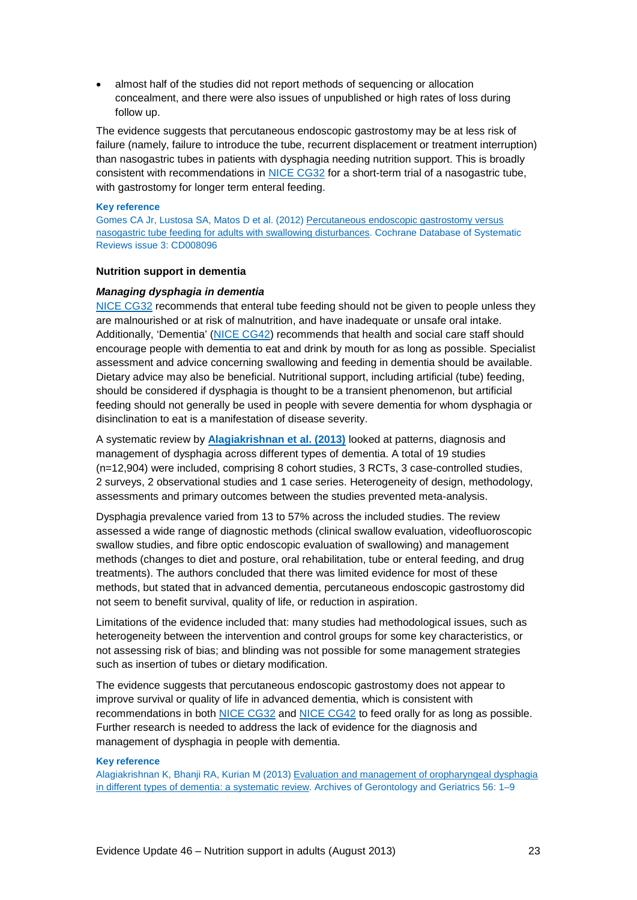- almost half of the studies did not report methods of sequencing or allocation concealment, and there were also issues of unpublished or high rates of loss during follow up.

The evidence suggests that percutaneous endoscopic gastrostomy may be at less risk of failure (namely, failure to introduce the tube, recurrent displacement or treatment interruption) than nasogastric tubes in patients with dysphagia needing nutrition support. This is broadly consistent with recommendations in NICE CG32 for a short-term trial of a nasogastric tube, with gastrostomy for longer term enteral feeding.

**Key reference**

Gomes CA Jr, Lustosa SA, Matos D et al. (2012) Percutaneous endoscopic gastrostomy versus nasogastric tube feeding for adults with swallowing disturbances. Cochrane Database of Systematic Reviews issue 3: CD008096

### Nutrition support in dementia

#### *Managing dysphagia in dementia*

NICE CG32 recommends that enteral tube feeding should not be given to people unless they are malnourished or at risk of malnutrition, and have inadequate or unsafe oral intake. Additionally, 'Dementia' (NICE CG42) recommends that health and social care staff should encourage people with dementia to eat and drink by mouth for as long as possible. Specialist assessment and advice concerning swallowing and feeding in dementia should be available. Dietary advice may also be beneficial. Nutritional support, including artificial (tube) feeding, should be considered if dysphagia is thought to be a transient phenomenon, but artificial feeding should not generally be used in people with severe dementia for whom dysphagia or disinclination to eat is a manifestation of disease severity.

A systematic review by **Alagiakrishnan et al. (2013)** looked at patterns, diagnosis and management of dysphagia across different types of dementia. A total of 19 studies (n=12,904) were included, comprising 8 cohort studies, 3 RCTs, 3 case-controlled studies, 2 surveys, 2 observational studies and 1 case series. Heterogeneity of design, methodology, assessments and primary outcomes between the studies prevented meta-analysis.

Dysphagia prevalence varied from 13 to 57% across the included studies. The review assessed a wide range of diagnostic methods (clinical swallow evaluation, videofluoroscopic swallow studies, and fibre optic endoscopic evaluation of swallowing) and management methods (changes to diet and posture, oral rehabilitation, tube or enteral feeding, and drug treatments). The authors concluded that there was limited evidence for most of these methods, but stated that in advanced dementia, percutaneous endoscopic gastrostomy did not seem to benefit survival, quality of life, or reduction in aspiration.

Limitations of the evidence included that: many studies had methodological issues, such as heterogeneity between the intervention and control groups for some key characteristics, or not assessing risk of bias; and blinding was not possible for some management strategies such as insertion of tubes or dietary modification.

The evidence suggests that percutaneous endoscopic gastrostomy does not appear to improve survival or quality of life in advanced dementia, which is consistent with recommendations in both NICE CG32 and NICE CG42 to feed orally for as long as possible. Further research is needed to address the lack of evidence for the diagnosis and management of dysphagia in people with dementia.

**Key reference**

Alagiakrishnan K, Bhanji RA, Kurian M (2013) Evaluation and management of oropharyngeal dysphagia in different types of dementia: a systematic review. Archives of Gerontology and Geriatrics 56: 1–9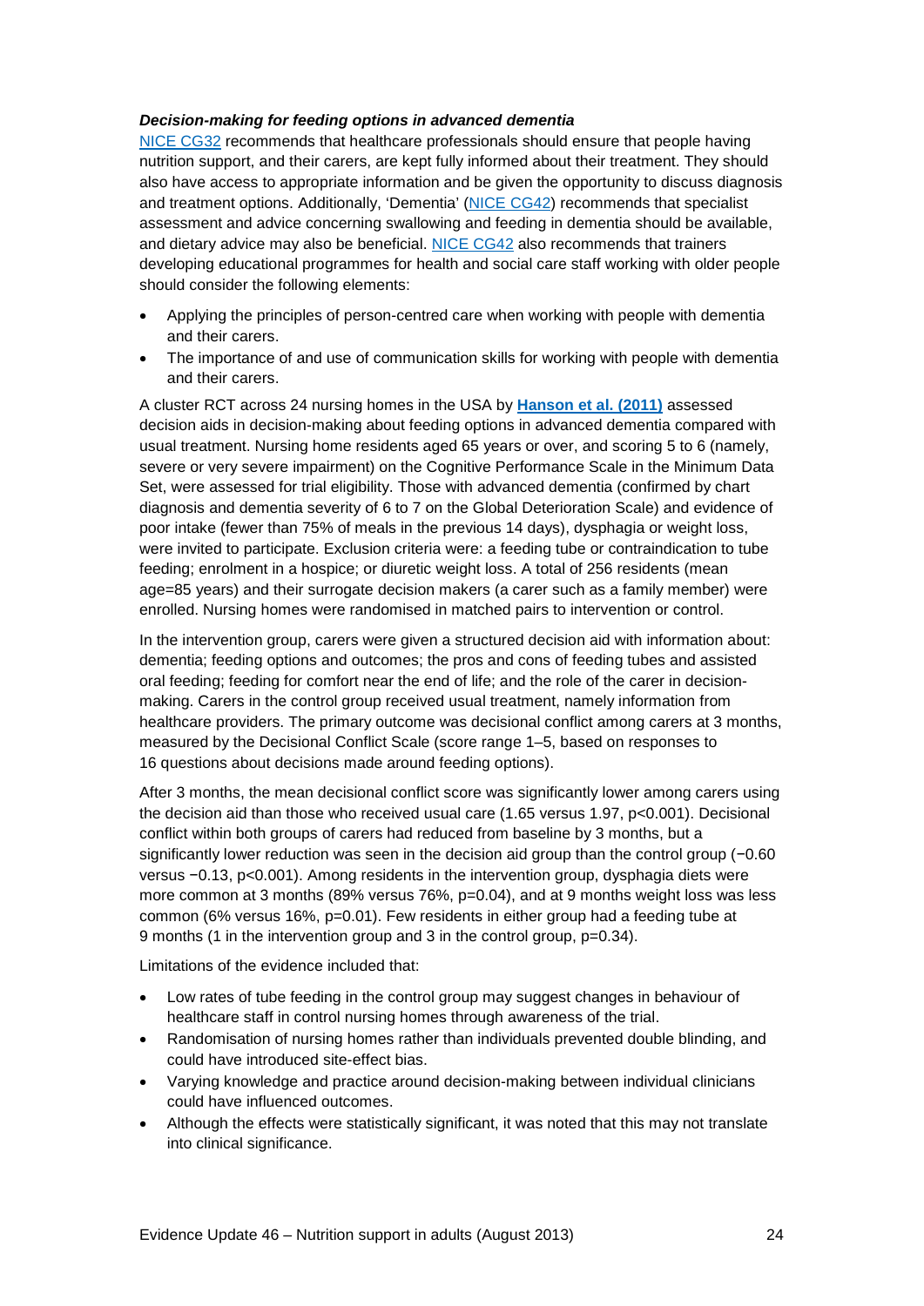***Decision-making for feeding options in advanced dementia***

NICE CG32 recommends that healthcare professionals should ensure that people having nutrition support, and their carers, are kept fully informed about their treatment. They should also have access to appropriate information and be given the opportunity to discuss diagnosis and treatment options. Additionally, 'Dementia' (NICE CG42) recommends that specialist assessment and advice concerning swallowing and feeding in dementia should be available, and dietary advice may also be beneficial. NICE CG42 also recommends that trainers developing educational programmes for health and social care staff working with older people should consider the following elements:

- Applying the principles of person-centred care when working with people with dementia and their carers.
- The importance of and use of communication skills for working with people with dementia and their carers.

A cluster RCT across 24 nursing homes in the USA by **Hanson et al. (2011)** assessed decision aids in decision-making about feeding options in advanced dementia compared with usual treatment. Nursing home residents aged 65 years or over, and scoring 5 to 6 (namely, severe or very severe impairment) on the Cognitive Performance Scale in the Minimum Data Set, were assessed for trial eligibility. Those with advanced dementia (confirmed by chart diagnosis and dementia severity of 6 to 7 on the Global Deterioration Scale) and evidence of poor intake (fewer than 75% of meals in the previous 14 days), dysphagia or weight loss, were invited to participate. Exclusion criteria were: a feeding tube or contraindication to tube feeding; enrolment in a hospice; or diuretic weight loss. A total of 256 residents (mean age=85 years) and their surrogate decision makers (a carer such as a family member) were enrolled. Nursing homes were randomised in matched pairs to intervention or control.

In the intervention group, carers were given a structured decision aid with information about: dementia; feeding options and outcomes; the pros and cons of feeding tubes and assisted oral feeding; feeding for comfort near the end of life; and the role of the carer in decision-making. Carers in the control group received usual treatment, namely information from healthcare providers. The primary outcome was decisional conflict among carers at 3 months, measured by the Decisional Conflict Scale (score range 1–5, based on responses to 16 questions about decisions made around feeding options).

After 3 months, the mean decisional conflict score was significantly lower among carers using the decision aid than those who received usual care (1.65 versus 1.97, $p<0.001$). Decisional conflict within both groups of carers had reduced from baseline by 3 months, but a significantly lower reduction was seen in the decision aid group than the control group (−0.60 versus −0.13, $p<0.001$). Among residents in the intervention group, dysphagia diets were more common at 3 months (89% versus 76%, $p=0.04$), and at 9 months weight loss was less common (6% versus 16%, $p=0.01$). Few residents in either group had a feeding tube at 9 months (1 in the intervention group and 3 in the control group, $p=0.34$).

Limitations of the evidence included that:

- Low rates of tube feeding in the control group may suggest changes in behaviour of healthcare staff in control nursing homes through awareness of the trial.
- Randomisation of nursing homes rather than individuals prevented double blinding, and could have introduced site-effect bias.
- Varying knowledge and practice around decision-making between individual clinicians could have influenced outcomes.
- Although the effects were statistically significant, it was noted that this may not translate into clinical significance.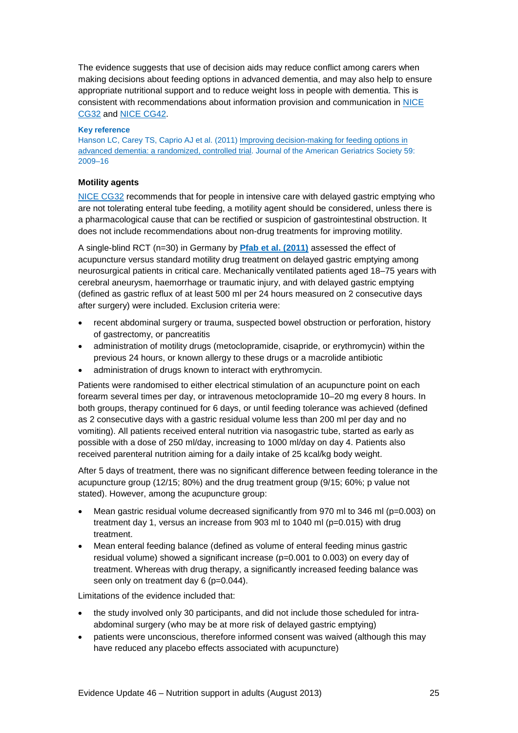The evidence suggests that use of decision aids may reduce conflict among carers when making decisions about feeding options in advanced dementia, and may also help to ensure appropriate nutritional support and to reduce weight loss in people with dementia. This is consistent with recommendations about information provision and communication in NICE CG32 and NICE CG42.

**Key reference**

Hanson LC, Carey TS, Caprio AJ et al. (2011) Improving decision-making for feeding options in advanced dementia: a randomized, controlled trial. Journal of the American Geriatrics Society 59: 2009–16

**Motility agents**

NICE CG32 recommends that for people in intensive care with delayed gastric emptying who are not tolerating enteral tube feeding, a motility agent should be considered, unless there is a pharmacological cause that can be rectified or suspicion of gastrointestinal obstruction. It does not include recommendations about non-drug treatments for improving motility.

A single-blind RCT (n=30) in Germany by **Pfab et al. (2011)** assessed the effect of acupuncture versus standard motility drug treatment on delayed gastric emptying among neurosurgical patients in critical care. Mechanically ventilated patients aged 18–75 years with cerebral aneurysm, haemorrhage or traumatic injury, and with delayed gastric emptying (defined as gastric reflux of at least 500 ml per 24 hours measured on 2 consecutive days after surgery) were included. Exclusion criteria were:

- recent abdominal surgery or trauma, suspected bowel obstruction or perforation, history of gastrectomy, or pancreatitis
- administration of motility drugs (metoclopramide, cisapride, or erythromycin) within the previous 24 hours, or known allergy to these drugs or a macrolide antibiotic
- administration of drugs known to interact with erythromycin.

Patients were randomised to either electrical stimulation of an acupuncture point on each forearm several times per day, or intravenous metoclopramide 10–20 mg every 8 hours. In both groups, therapy continued for 6 days, or until feeding tolerance was achieved (defined as 2 consecutive days with a gastric residual volume less than 200 ml per day and no vomiting). All patients received enteral nutrition via nasogastric tube, started as early as possible with a dose of 250 ml/day, increasing to 1000 ml/day on day 4. Patients also received parenteral nutrition aiming for a daily intake of 25 kcal/kg body weight.

After 5 days of treatment, there was no significant difference between feeding tolerance in the acupuncture group (12/15; 80%) and the drug treatment group (9/15; 60%; p value not stated). However, among the acupuncture group:

- Mean gastric residual volume decreased significantly from 970 ml to 346 ml (p=0.003) on treatment day 1, versus an increase from 903 ml to 1040 ml (p=0.015) with drug treatment.
- Mean enteral feeding balance (defined as volume of enteral feeding minus gastric residual volume) showed a significant increase (p=0.001 to 0.003) on every day of treatment. Whereas with drug therapy, a significantly increased feeding balance was seen only on treatment day 6 (p=0.044).

Limitations of the evidence included that:

- the study involved only 30 participants, and did not include those scheduled for intra-abdominal surgery (who may be at more risk of delayed gastric emptying)
- patients were unconscious, therefore informed consent was waived (although this may have reduced any placebo effects associated with acupuncture)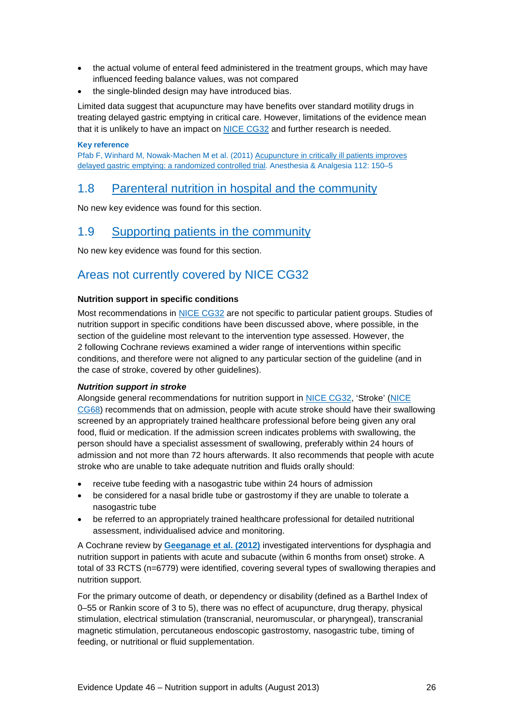- the actual volume of enteral feed administered in the treatment groups, which may have influenced feeding balance values, was not compared
- the single-blinded design may have introduced bias.

Limited data suggest that acupuncture may have benefits over standard motility drugs in treating delayed gastric emptying in critical care. However, limitations of the evidence mean that it is unlikely to have an impact on NICE CG32 and further research is needed.

**Key reference**

Pfab F, Winhard M, Nowak-Machen M et al. (2011) Acupuncture in critically ill patients improves delayed gastric emptying: a randomized controlled trial. Anesthesia & Analgesia 112: 150–5

## 1.8 Parenteral nutrition in hospital and the community

No new key evidence was found for this section.

## 1.9 Supporting patients in the community

No new key evidence was found for this section.

## Areas not currently covered by NICE CG32

**Nutrition support in specific conditions**

Most recommendations in NICE CG32 are not specific to particular patient groups. Studies of nutrition support in specific conditions have been discussed above, where possible, in the section of the guideline most relevant to the intervention type assessed. However, the 2 following Cochrane reviews examined a wider range of interventions within specific conditions, and therefore were not aligned to any particular section of the guideline (and in the case of stroke, covered by other guidelines).

***Nutrition support in stroke***

Alongside general recommendations for nutrition support in NICE CG32, 'Stroke' (NICE CG68) recommends that on admission, people with acute stroke should have their swallowing screened by an appropriately trained healthcare professional before being given any oral food, fluid or medication. If the admission screen indicates problems with swallowing, the person should have a specialist assessment of swallowing, preferably within 24 hours of admission and not more than 72 hours afterwards. It also recommends that people with acute stroke who are unable to take adequate nutrition and fluids orally should:

- receive tube feeding with a nasogastric tube within 24 hours of admission
- be considered for a nasal bridle tube or gastrostomy if they are unable to tolerate a nasogastric tube
- be referred to an appropriately trained healthcare professional for detailed nutritional assessment, individualised advice and monitoring.

A Cochrane review by **Geeganage et al. (2012)** investigated interventions for dysphagia and nutrition support in patients with acute and subacute (within 6 months from onset) stroke. A total of 33 RCTS (n=6779) were identified, covering several types of swallowing therapies and nutrition support.

For the primary outcome of death, or dependency or disability (defined as a Barthel Index of 0–55 or Rankin score of 3 to 5), there was no effect of acupuncture, drug therapy, physical stimulation, electrical stimulation (transcranial, neuromuscular, or pharyngeal), transcranial magnetic stimulation, percutaneous endoscopic gastrostomy, nasogastric tube, timing of feeding, or nutritional or fluid supplementation.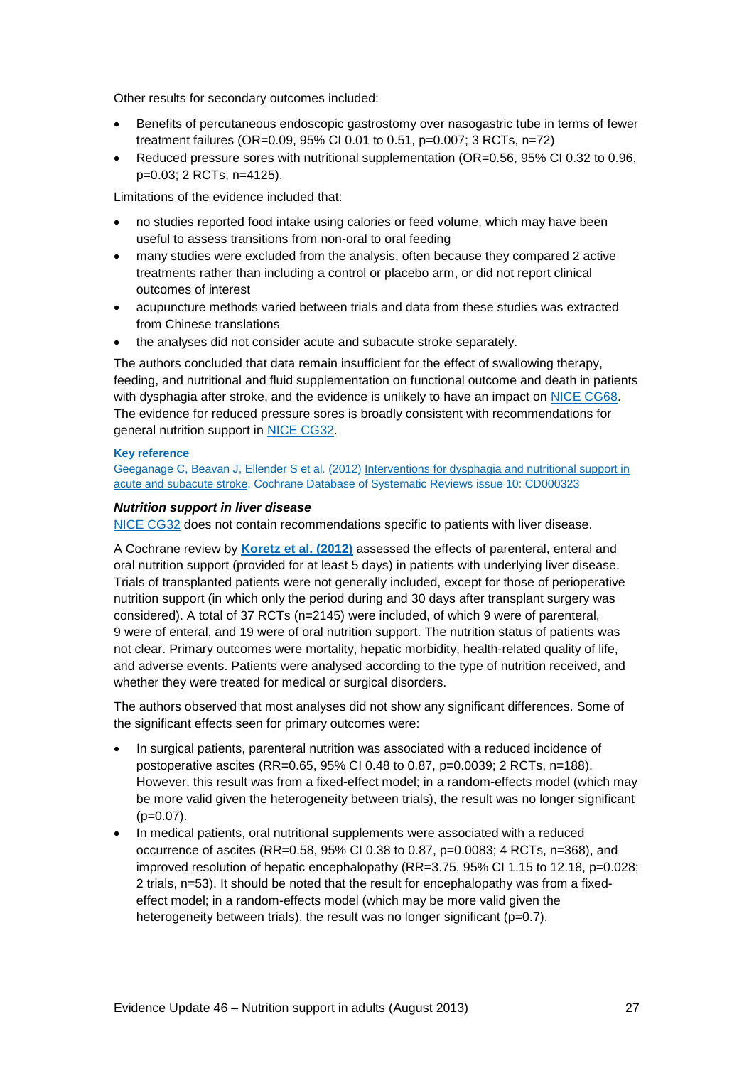Other results for secondary outcomes included:

- Benefits of percutaneous endoscopic gastrostomy over nasogastric tube in terms of fewer treatment failures (OR=0.09, 95% CI 0.01 to 0.51, p=0.007; 3 RCTs, n=72)
- Reduced pressure sores with nutritional supplementation (OR=0.56, 95% CI 0.32 to 0.96, p=0.03; 2 RCTs, n=4125).

Limitations of the evidence included that:

- no studies reported food intake using calories or feed volume, which may have been useful to assess transitions from non-oral to oral feeding
- many studies were excluded from the analysis, often because they compared 2 active treatments rather than including a control or placebo arm, or did not report clinical outcomes of interest
- acupuncture methods varied between trials and data from these studies was extracted from Chinese translations
- the analyses did not consider acute and subacute stroke separately.

The authors concluded that data remain insufficient for the effect of swallowing therapy, feeding, and nutritional and fluid supplementation on functional outcome and death in patients with dysphagia after stroke, and the evidence is unlikely to have an impact on NICE CG68. The evidence for reduced pressure sores is broadly consistent with recommendations for general nutrition support in NICE CG32.

**Key reference**

Geeganage C, Beavan J, Ellender S et al. (2012) Interventions for dysphagia and nutritional support in acute and subacute stroke. Cochrane Database of Systematic Reviews issue 10: CD000323

### *Nutrition support in liver disease*

NICE CG32 does not contain recommendations specific to patients with liver disease.

A Cochrane review by **Koretz et al. (2012)** assessed the effects of parenteral, enteral and oral nutrition support (provided for at least 5 days) in patients with underlying liver disease. Trials of transplanted patients were not generally included, except for those of perioperative nutrition support (in which only the period during and 30 days after transplant surgery was considered). A total of 37 RCTs (n=2145) were included, of which 9 were of parenteral, 9 were of enteral, and 19 were of oral nutrition support. The nutrition status of patients was not clear. Primary outcomes were mortality, hepatic morbidity, health-related quality of life, and adverse events. Patients were analysed according to the type of nutrition received, and whether they were treated for medical or surgical disorders.

The authors observed that most analyses did not show any significant differences. Some of the significant effects seen for primary outcomes were:

- In surgical patients, parenteral nutrition was associated with a reduced incidence of postoperative ascites (RR=0.65, 95% CI 0.48 to 0.87, p=0.0039; 2 RCTs, n=188). However, this result was from a fixed-effect model; in a random-effects model (which may be more valid given the heterogeneity between trials), the result was no longer significant (p=0.07).
- In medical patients, oral nutritional supplements were associated with a reduced occurrence of ascites (RR=0.58, 95% CI 0.38 to 0.87, p=0.0083; 4 RCTs, n=368), and improved resolution of hepatic encephalopathy (RR=3.75, 95% CI 1.15 to 12.18, p=0.028; 2 trials, n=53). It should be noted that the result for encephalopathy was from a fixed-effect model; in a random-effects model (which may be more valid given the heterogeneity between trials), the result was no longer significant (p=0.7).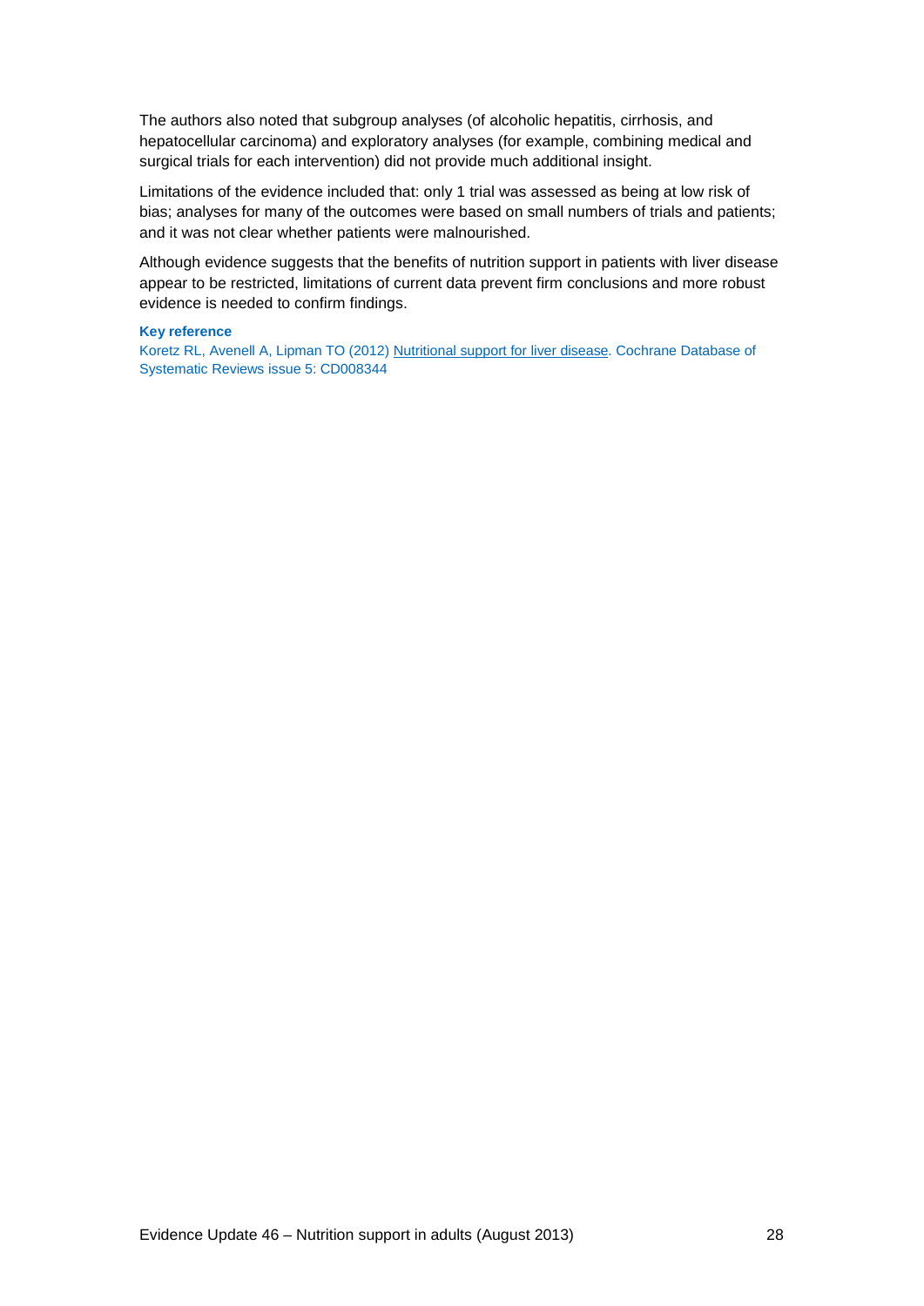The authors also noted that subgroup analyses (of alcoholic hepatitis, cirrhosis, and hepatocellular carcinoma) and exploratory analyses (for example, combining medical and surgical trials for each intervention) did not provide much additional insight.

Limitations of the evidence included that: only 1 trial was assessed as being at low risk of bias; analyses for many of the outcomes were based on small numbers of trials and patients; and it was not clear whether patients were malnourished.

Although evidence suggests that the benefits of nutrition support in patients with liver disease appear to be restricted, limitations of current data prevent firm conclusions and more robust evidence is needed to confirm findings.

**Key reference**

Koretz RL, Avenell A, Lipman TO (2012) Nutritional support for liver disease. Cochrane Database of Systematic Reviews issue 5: CD008344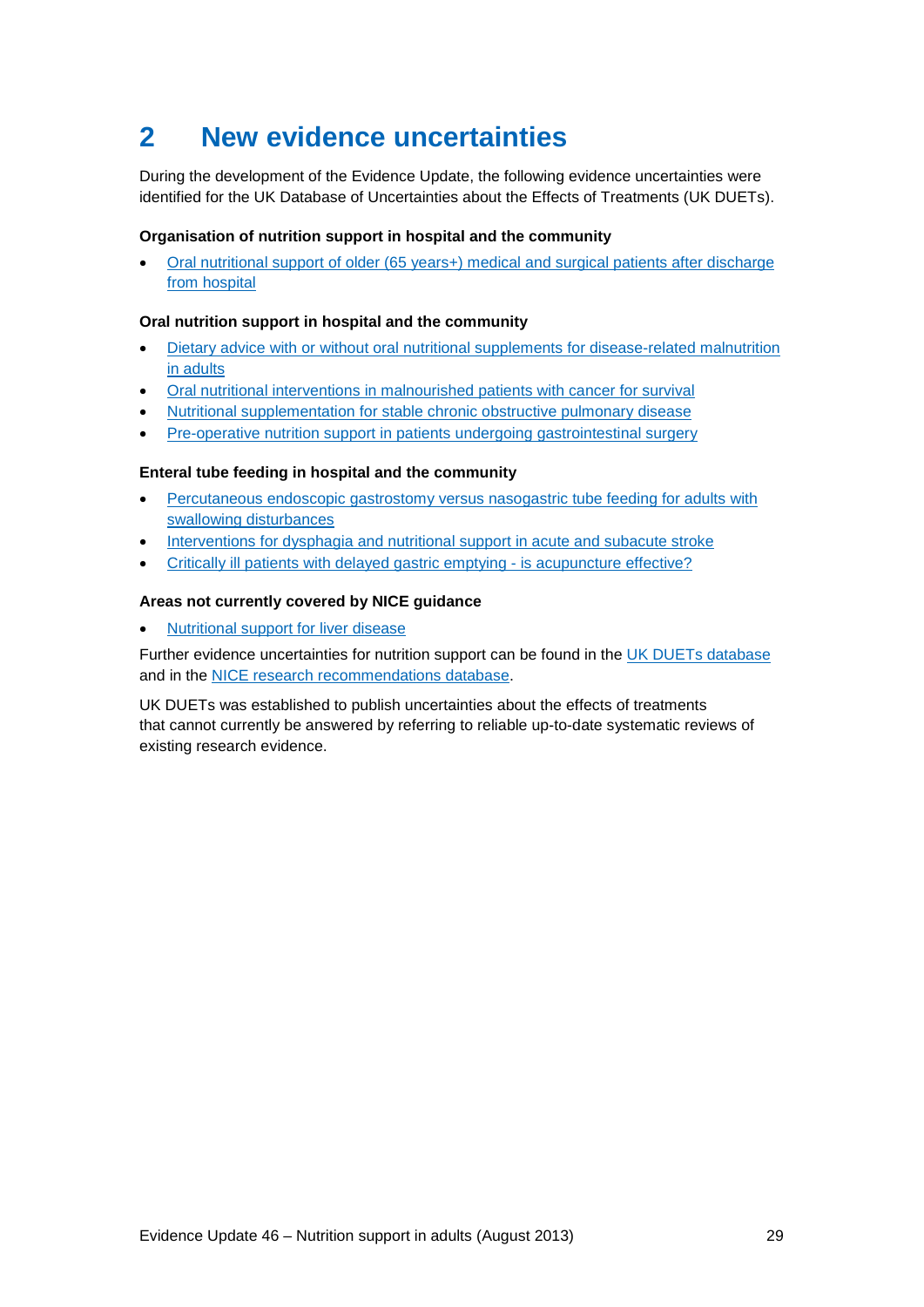## 2 New evidence uncertainties

During the development of the Evidence Update, the following evidence uncertainties were identified for the UK Database of Uncertainties about the Effects of Treatments (UK DUETs).

**Organisation of nutrition support in hospital and the community**

- Oral nutritional support of older (65 years+) medical and surgical patients after discharge from hospital

**Oral nutrition support in hospital and the community**

- Dietary advice with or without oral nutritional supplements for disease-related malnutrition in adults
- Oral nutritional interventions in malnourished patients with cancer for survival
- Nutritional supplementation for stable chronic obstructive pulmonary disease
- Pre-operative nutrition support in patients undergoing gastrointestinal surgery

**Enteral tube feeding in hospital and the community**

- Percutaneous endoscopic gastrostomy versus nasogastric tube feeding for adults with swallowing disturbances
- Interventions for dysphagia and nutritional support in acute and subacute stroke
- Critically ill patients with delayed gastric emptying - is acupuncture effective?

**Areas not currently covered by NICE guidance**

- Nutritional support for liver disease

Further evidence uncertainties for nutrition support can be found in the UK DUETs database and in the NICE research recommendations database.

UK DUETs was established to publish uncertainties about the effects of treatments that cannot currently be answered by referring to reliable up-to-date systematic reviews of existing research evidence.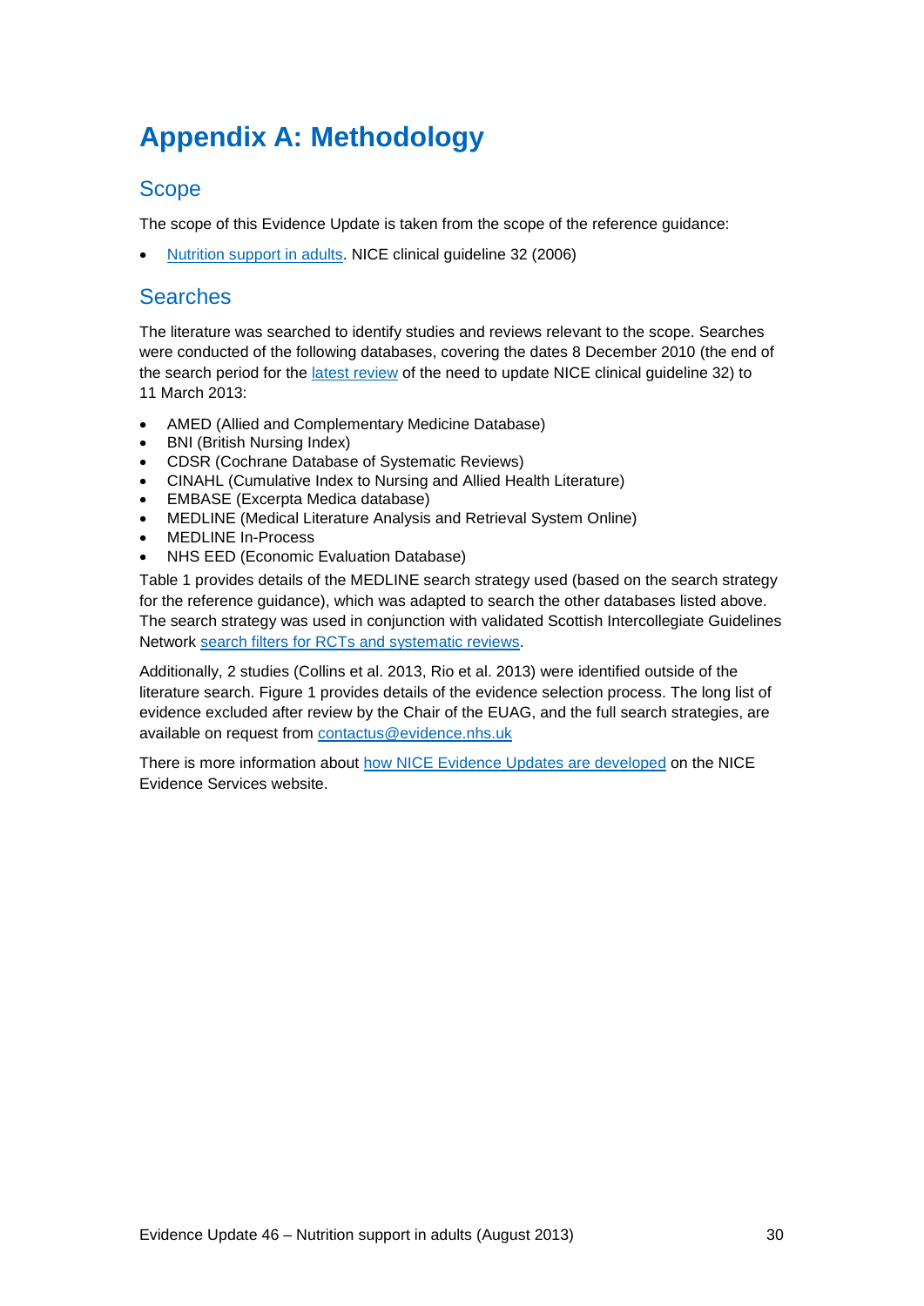# Appendix A: Methodology

## Scope

The scope of this Evidence Update is taken from the scope of the reference guidance:

- Nutrition support in adults. NICE clinical guideline 32 (2006)

## Searches

The literature was searched to identify studies and reviews relevant to the scope. Searches were conducted of the following databases, covering the dates 8 December 2010 (the end of the search period for the latest review of the need to update NICE clinical guideline 32) to 11 March 2013:

- AMED (Allied and Complementary Medicine Database)
- BNI (British Nursing Index)
- CDSR (Cochrane Database of Systematic Reviews)
- CINAHL (Cumulative Index to Nursing and Allied Health Literature)
- EMBASE (Excerpta Medica database)
- MEDLINE (Medical Literature Analysis and Retrieval System Online)
- MEDLINE In-Process
- NHS EED (Economic Evaluation Database)

Table 1 provides details of the MEDLINE search strategy used (based on the search strategy for the reference guidance), which was adapted to search the other databases listed above. The search strategy was used in conjunction with validated Scottish Intercollegiate Guidelines Network search filters for RCTs and systematic reviews.

Additionally, 2 studies (Collins et al. 2013, Rio et al. 2013) were identified outside of the literature search. Figure 1 provides details of the evidence selection process. The long list of evidence excluded after review by the Chair of the EUAG, and the full search strategies, are available on request from contactus@evidence.nhs.uk

There is more information about how NICE Evidence Updates are developed on the NICE Evidence Services website.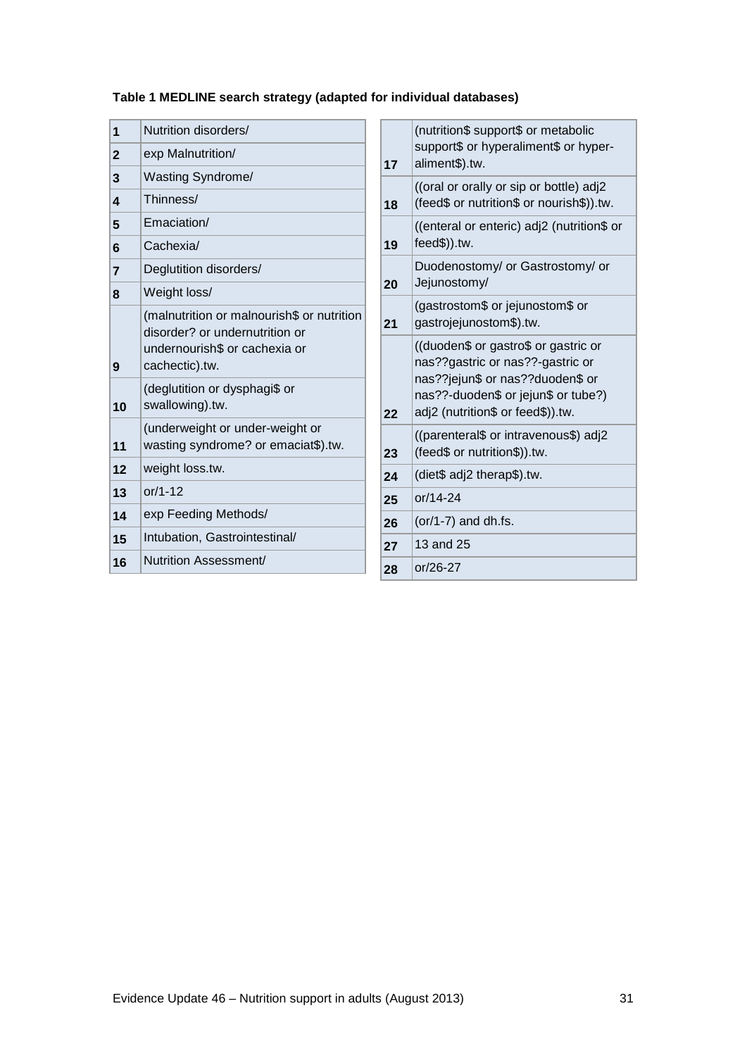**Table 1 MEDLINE search strategy (adapted for individual databases)**

| | |
|---|---|
| 1 | Nutrition disorders/ |
| 2 | exp Malnutrition/ |
| 3 | Wasting Syndrome/ |
| 4 | Thinness/ |
| 5 | Emaciation/ |
| 6 | Cachexia/ |
| 7 | Deglutition disorders/ |
| 8 | Weight loss/ |
| 9 | (malnutrition or malnourish$ or nutrition disorder? or undernutrition or undernourish$ or cachexia or cachectic).tw. |
| 10 | (deglutition or dysphagi$ or swallowing).tw. |
| 11 | (underweight or under-weight or wasting syndrome? or emaciat$).tw. |
| 12 | weight loss.tw. |
| 13 | or/1-12 |
| 14 | exp Feeding Methods/ |
| 15 | Intubation, Gastrointestinal/ |
| 16 | Nutrition Assessment/ |
| 17 | (nutrition$ support$ or metabolic support$ or hyperaliment$ or hyper-aliment$).tw. |
| 18 | ((oral or orally or sip or bottle) adj2 (feed$ or nutrition$ or nourish$)).tw. |
| 19 | ((enteral or enteric) adj2 (nutrition$ or feed$)).tw. |
| 20 | Duodenostomy/ or Gastrostomy/ or Jejunostomy/ |
| 21 | (gastrostom$ or jejunostom$ or gastrojejunostom$).tw. |
| 22 | ((duoden$ or gastro$ or gastric or nas??gastric or nas??-gastric or nas??jejun$ or nas??duoden$ or nas??-duoden$ or jejun$ or tube?) adj2 (nutrition$ or feed$)).tw. |
| 23 | ((parenteral$ or intravenous$) adj2 (feed$ or nutrition$)).tw. |
| 24 | (diet$ adj2 therap$).tw. |
| 25 | or/14-24 |
| 26 | (or/1-7) and dh.fs. |
| 27 | 13 and 25 |
| 28 | or/26-27 |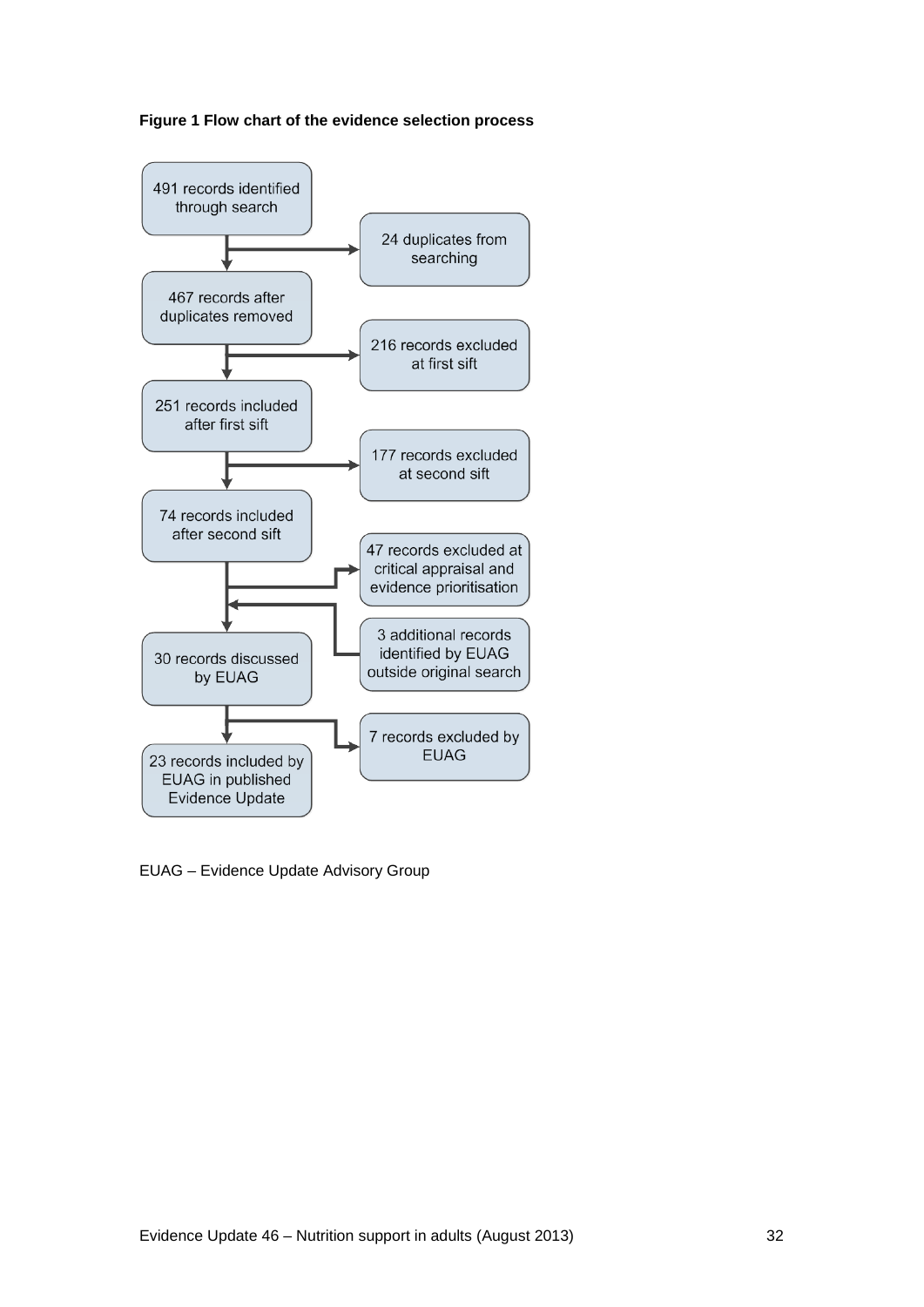**Figure 1 Flow chart of the evidence selection process**

491 records identified through search

24 duplicates from searching

467 records after duplicates removed

216 records excluded at first sift

251 records included after first sift

177 records excluded at second sift

74 records included after second sift

47 records excluded at critical appraisal and evidence prioritisation

3 additional records identified by EUAG outside original search

30 records discussed by EUAG

7 records excluded by EUAG

23 records included by EUAG in published Evidence Update

EUAG – Evidence Update Advisory Group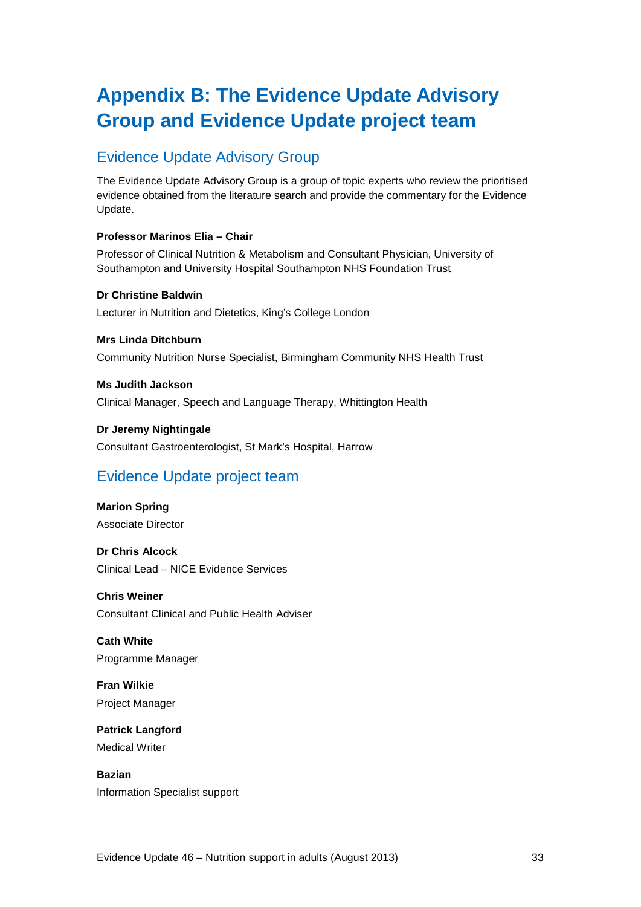# Appendix B: The Evidence Update Advisory Group and Evidence Update project team

## Evidence Update Advisory Group

The Evidence Update Advisory Group is a group of topic experts who review the prioritised evidence obtained from the literature search and provide the commentary for the Evidence Update.

**Professor Marinos Elia – Chair**

Professor of Clinical Nutrition & Metabolism and Consultant Physician, University of Southampton and University Hospital Southampton NHS Foundation Trust

**Dr Christine Baldwin**

Lecturer in Nutrition and Dietetics, King's College London

**Mrs Linda Ditchburn**

Community Nutrition Nurse Specialist, Birmingham Community NHS Health Trust

**Ms Judith Jackson**

Clinical Manager, Speech and Language Therapy, Whittington Health

**Dr Jeremy Nightingale**

Consultant Gastroenterologist, St Mark's Hospital, Harrow

## Evidence Update project team

**Marion Spring**

Associate Director

**Dr Chris Alcock**

Clinical Lead – NICE Evidence Services

**Chris Weiner**

Consultant Clinical and Public Health Adviser

**Cath White**

Programme Manager

**Fran Wilkie**

Project Manager

**Patrick Langford**

Medical Writer

**Bazian**

Information Specialist support